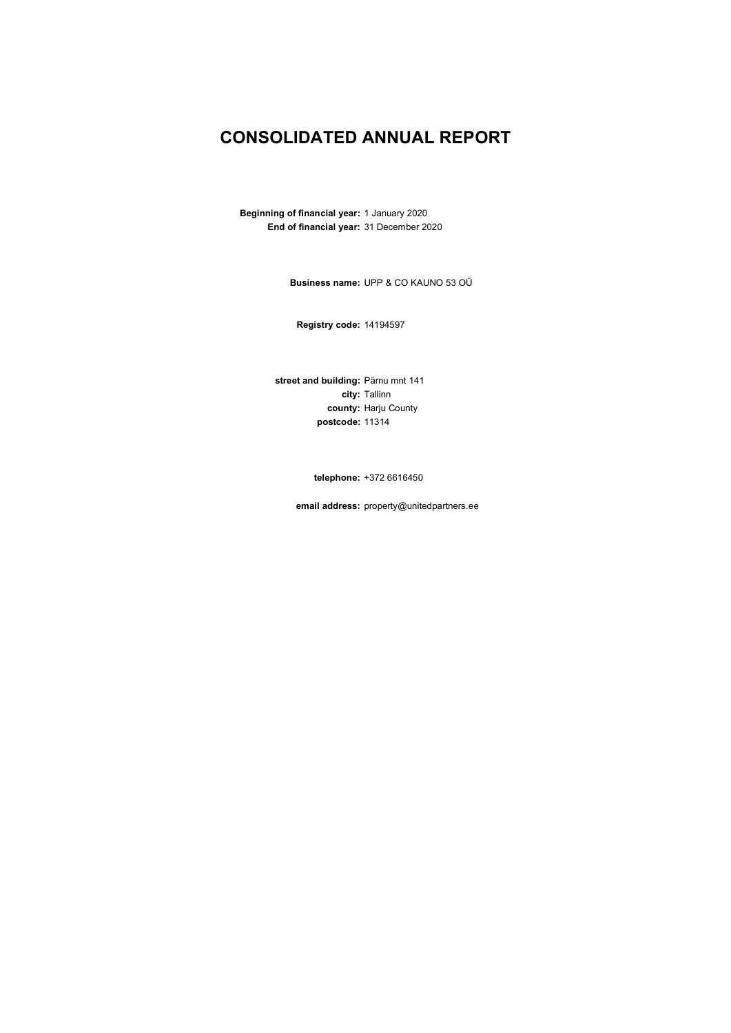# CONSOLIDATED ANNUAL REPORT

**Beginning of financial year:** 1 January 2020
**End of financial year:** 31 December 2020

**Business name:** UPP & CO KAUNO 53 OÜ

**Registry code:** 14194597

**street and building:** Pärnu mnt 141
**city:** Tallinn
**county:** Harju County
**postcode:** 11314

**telephone:** +372 6616450

**email address:** property@unitedpartners.ee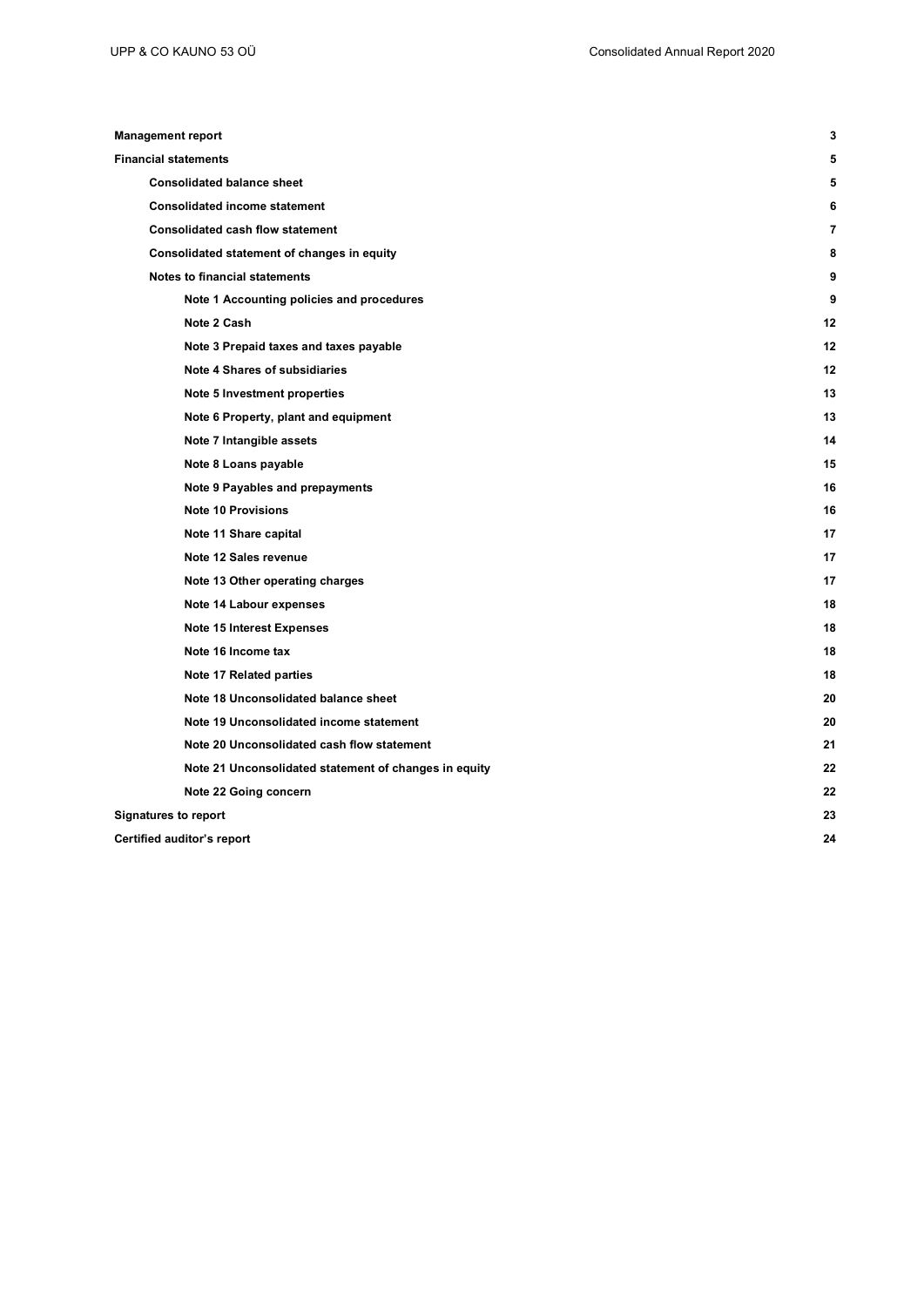| | |
|---|---|
| **Management report** | **3** |
| **Financial statements** | **5** |
| &nbsp;&nbsp;&nbsp;&nbsp;**Consolidated balance sheet** | **5** |
| &nbsp;&nbsp;&nbsp;&nbsp;**Consolidated income statement** | **6** |
| &nbsp;&nbsp;&nbsp;&nbsp;**Consolidated cash flow statement** | **7** |
| &nbsp;&nbsp;&nbsp;&nbsp;**Consolidated statement of changes in equity** | **8** |
| &nbsp;&nbsp;&nbsp;&nbsp;**Notes to financial statements** | **9** |
| &nbsp;&nbsp;&nbsp;&nbsp;&nbsp;&nbsp;&nbsp;&nbsp;**Note 1 Accounting policies and procedures** | **9** |
| &nbsp;&nbsp;&nbsp;&nbsp;&nbsp;&nbsp;&nbsp;&nbsp;**Note 2 Cash** | **12** |
| &nbsp;&nbsp;&nbsp;&nbsp;&nbsp;&nbsp;&nbsp;&nbsp;**Note 3 Prepaid taxes and taxes payable** | **12** |
| &nbsp;&nbsp;&nbsp;&nbsp;&nbsp;&nbsp;&nbsp;&nbsp;**Note 4 Shares of subsidiaries** | **12** |
| &nbsp;&nbsp;&nbsp;&nbsp;&nbsp;&nbsp;&nbsp;&nbsp;**Note 5 Investment properties** | **13** |
| &nbsp;&nbsp;&nbsp;&nbsp;&nbsp;&nbsp;&nbsp;&nbsp;**Note 6 Property, plant and equipment** | **13** |
| &nbsp;&nbsp;&nbsp;&nbsp;&nbsp;&nbsp;&nbsp;&nbsp;**Note 7 Intangible assets** | **14** |
| &nbsp;&nbsp;&nbsp;&nbsp;&nbsp;&nbsp;&nbsp;&nbsp;**Note 8 Loans payable** | **15** |
| &nbsp;&nbsp;&nbsp;&nbsp;&nbsp;&nbsp;&nbsp;&nbsp;**Note 9 Payables and prepayments** | **16** |
| &nbsp;&nbsp;&nbsp;&nbsp;&nbsp;&nbsp;&nbsp;&nbsp;**Note 10 Provisions** | **16** |
| &nbsp;&nbsp;&nbsp;&nbsp;&nbsp;&nbsp;&nbsp;&nbsp;**Note 11 Share capital** | **17** |
| &nbsp;&nbsp;&nbsp;&nbsp;&nbsp;&nbsp;&nbsp;&nbsp;**Note 12 Sales revenue** | **17** |
| &nbsp;&nbsp;&nbsp;&nbsp;&nbsp;&nbsp;&nbsp;&nbsp;**Note 13 Other operating charges** | **17** |
| &nbsp;&nbsp;&nbsp;&nbsp;&nbsp;&nbsp;&nbsp;&nbsp;**Note 14 Labour expenses** | **18** |
| &nbsp;&nbsp;&nbsp;&nbsp;&nbsp;&nbsp;&nbsp;&nbsp;**Note 15 Interest Expenses** | **18** |
| &nbsp;&nbsp;&nbsp;&nbsp;&nbsp;&nbsp;&nbsp;&nbsp;**Note 16 Income tax** | **18** |
| &nbsp;&nbsp;&nbsp;&nbsp;&nbsp;&nbsp;&nbsp;&nbsp;**Note 17 Related parties** | **18** |
| &nbsp;&nbsp;&nbsp;&nbsp;&nbsp;&nbsp;&nbsp;&nbsp;**Note 18 Unconsolidated balance sheet** | **20** |
| &nbsp;&nbsp;&nbsp;&nbsp;&nbsp;&nbsp;&nbsp;&nbsp;**Note 19 Unconsolidated income statement** | **20** |
| &nbsp;&nbsp;&nbsp;&nbsp;&nbsp;&nbsp;&nbsp;&nbsp;**Note 20 Unconsolidated cash flow statement** | **21** |
| &nbsp;&nbsp;&nbsp;&nbsp;&nbsp;&nbsp;&nbsp;&nbsp;**Note 21 Unconsolidated statement of changes in equity** | **22** |
| &nbsp;&nbsp;&nbsp;&nbsp;&nbsp;&nbsp;&nbsp;&nbsp;**Note 22 Going concern** | **22** |
| **Signatures to report** | **23** |
| **Certified auditor's report** | **24** |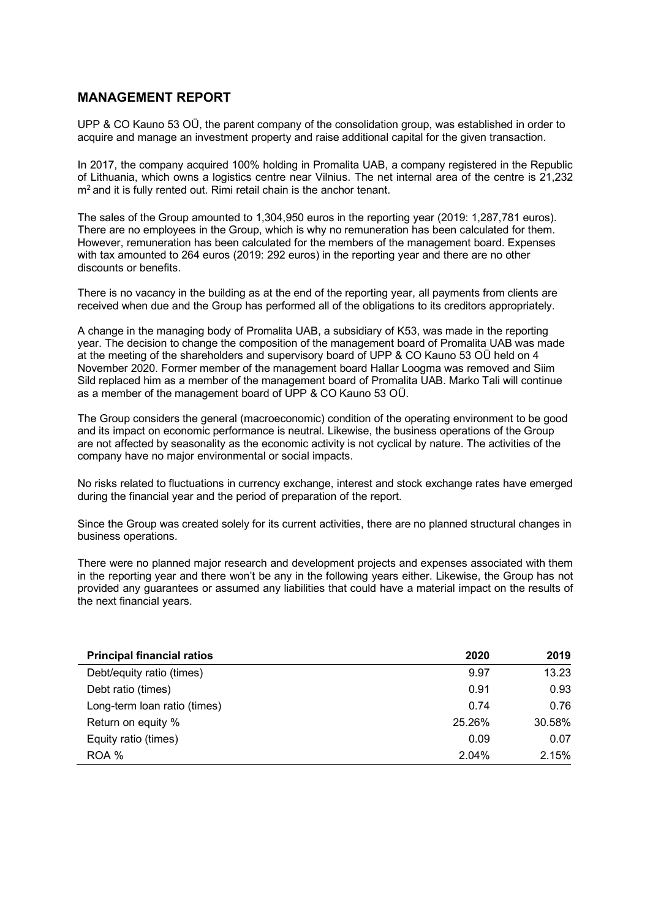## MANAGEMENT REPORT

UPP & CO Kauno 53 OÜ, the parent company of the consolidation group, was established in order to acquire and manage an investment property and raise additional capital for the given transaction.

In 2017, the company acquired 100% holding in Promalita UAB, a company registered in the Republic of Lithuania, which owns a logistics centre near Vilnius. The net internal area of the centre is 21,232 $m^2$ and it is fully rented out. Rimi retail chain is the anchor tenant.

The sales of the Group amounted to 1,304,950 euros in the reporting year (2019: 1,287,781 euros). There are no employees in the Group, which is why no remuneration has been calculated for them. However, remuneration has been calculated for the members of the management board. Expenses with tax amounted to 264 euros (2019: 292 euros) in the reporting year and there are no other discounts or benefits.

There is no vacancy in the building as at the end of the reporting year, all payments from clients are received when due and the Group has performed all of the obligations to its creditors appropriately.

A change in the managing body of Promalita UAB, a subsidiary of K53, was made in the reporting year. The decision to change the composition of the management board of Promalita UAB was made at the meeting of the shareholders and supervisory board of UPP & CO Kauno 53 OÜ held on 4 November 2020. Former member of the management board Hallar Loogma was removed and Siim Sild replaced him as a member of the management board of Promalita UAB. Marko Tali will continue as a member of the management board of UPP & CO Kauno 53 OÜ.

The Group considers the general (macroeconomic) condition of the operating environment to be good and its impact on economic performance is neutral. Likewise, the business operations of the Group are not affected by seasonality as the economic activity is not cyclical by nature. The activities of the company have no major environmental or social impacts.

No risks related to fluctuations in currency exchange, interest and stock exchange rates have emerged during the financial year and the period of preparation of the report.

Since the Group was created solely for its current activities, there are no planned structural changes in business operations.

There were no planned major research and development projects and expenses associated with them in the reporting year and there won't be any in the following years either. Likewise, the Group has not provided any guarantees or assumed any liabilities that could have a material impact on the results of the next financial years.

| Principal financial ratios | 2020 | 2019 |
|---|---|---|
| Debt/equity ratio (times) | 9.97 | 13.23 |
| Debt ratio (times) | 0.91 | 0.93 |
| Long-term loan ratio (times) | 0.74 | 0.76 |
| Return on equity % | 25.26% | 30.58% |
| Equity ratio (times) | 0.09 | 0.07 |
| ROA % | 2.04% | 2.15% |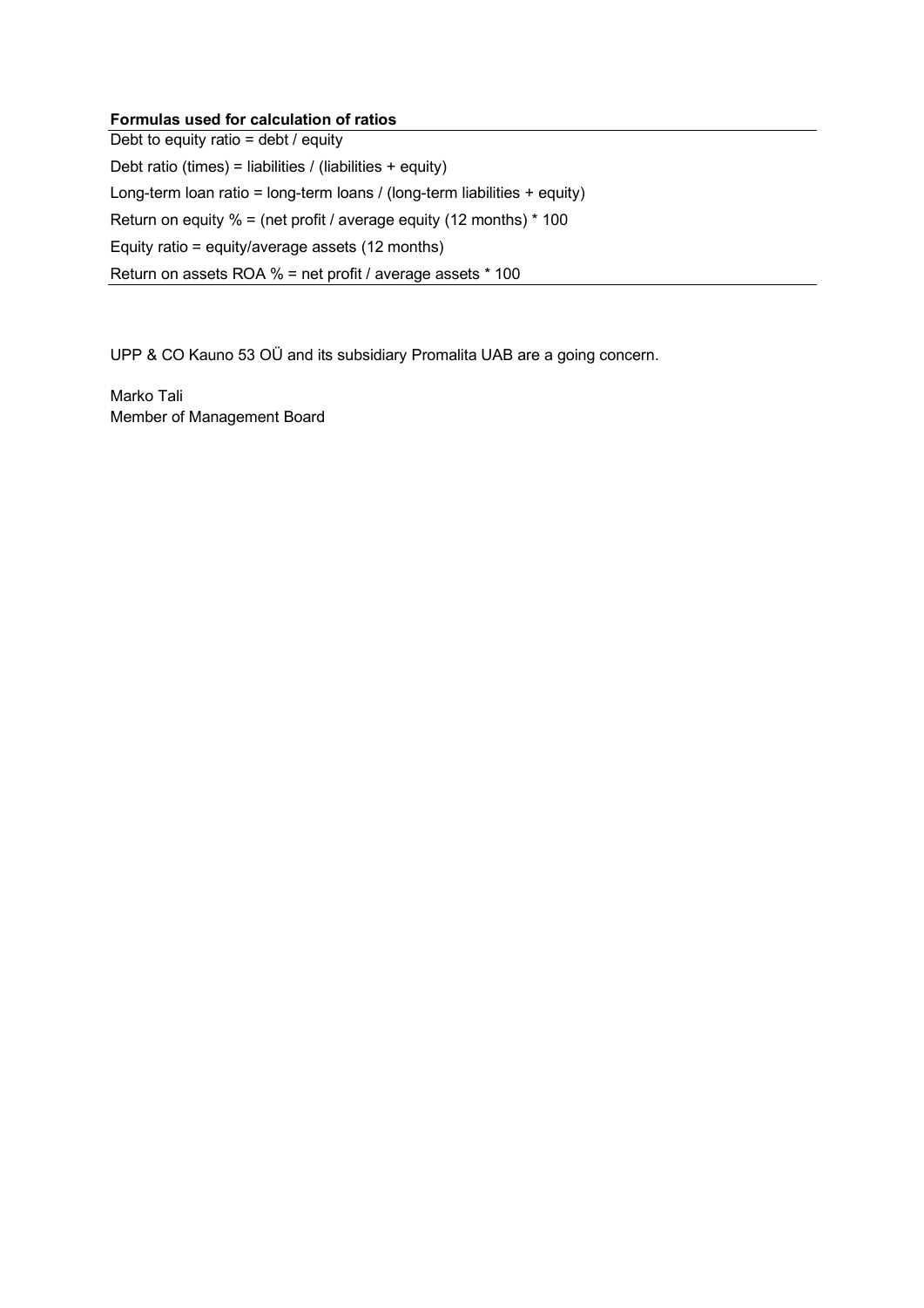**Formulas used for calculation of ratios**

Debt to equity ratio = debt / equity

Debt ratio (times) = liabilities / (liabilities + equity)

Long-term loan ratio = long-term loans / (long-term liabilities + equity)

Return on equity % = (net profit / average equity (12 months) * 100

Equity ratio = equity/average assets (12 months)

Return on assets ROA % = net profit / average assets * 100

UPP & CO Kauno 53 OÜ and its subsidiary Promalita UAB are a going concern.

Marko Tali
Member of Management Board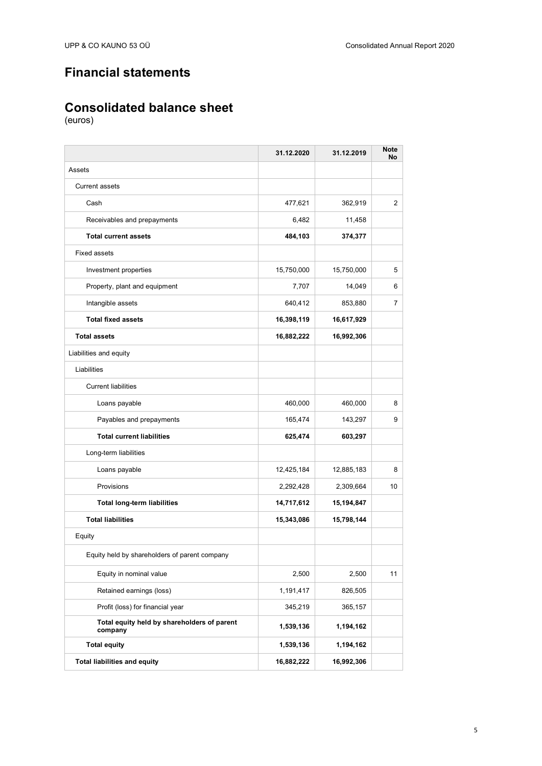# Financial statements

## Consolidated balance sheet

(euros)

| | 31.12.2020 | 31.12.2019 | Note No |
|---|---|---|---|
| Assets | | | |
| Current assets | | | |
| Cash | 477,621 | 362,919 | 2 |
| Receivables and prepayments | 6,482 | 11,458 | |
| **Total current assets** | **484,103** | **374,377** | |
| Fixed assets | | | |
| Investment properties | 15,750,000 | 15,750,000 | 5 |
| Property, plant and equipment | 7,707 | 14,049 | 6 |
| Intangible assets | 640,412 | 853,880 | 7 |
| **Total fixed assets** | **16,398,119** | **16,617,929** | |
| **Total assets** | **16,882,222** | **16,992,306** | |
| Liabilities and equity | | | |
| Liabilities | | | |
| Current liabilities | | | |
| Loans payable | 460,000 | 460,000 | 8 |
| Payables and prepayments | 165,474 | 143,297 | 9 |
| **Total current liabilities** | **625,474** | **603,297** | |
| Long-term liabilities | | | |
| Loans payable | 12,425,184 | 12,885,183 | 8 |
| Provisions | 2,292,428 | 2,309,664 | 10 |
| **Total long-term liabilities** | **14,717,612** | **15,194,847** | |
| **Total liabilities** | **15,343,086** | **15,798,144** | |
| Equity | | | |
| Equity held by shareholders of parent company | | | |
| Equity in nominal value | 2,500 | 2,500 | 11 |
| Retained earnings (loss) | 1,191,417 | 826,505 | |
| Profit (loss) for financial year | 345,219 | 365,157 | |
| **Total equity held by shareholders of parent company** | **1,539,136** | **1,194,162** | |
| **Total equity** | **1,539,136** | **1,194,162** | |
| **Total liabilities and equity** | **16,882,222** | **16,992,306** | |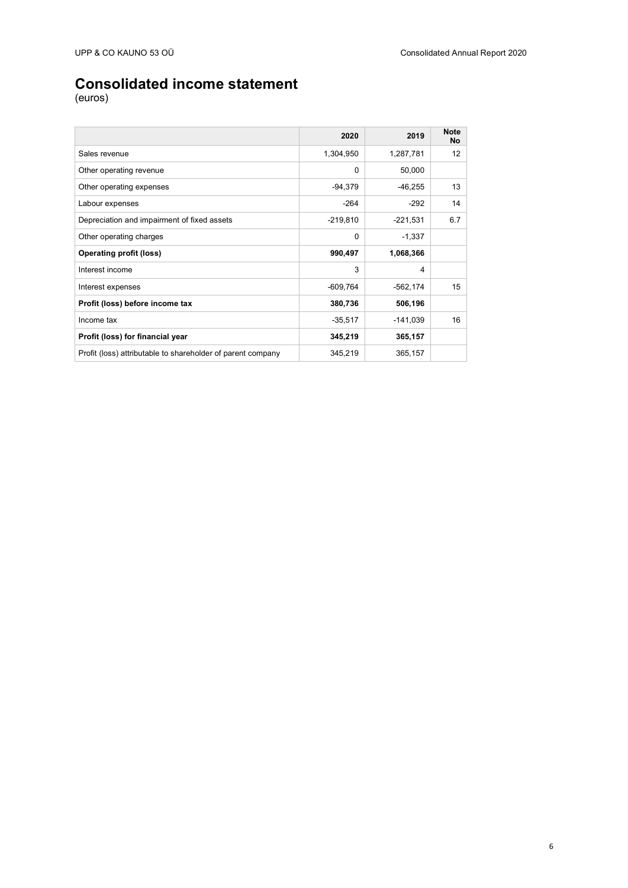# Consolidated income statement

(euros)

| | 2020 | 2019 | Note No |
|---|---|---|---|
| Sales revenue | 1,304,950 | 1,287,781 | 12 |
| Other operating revenue | 0 | 50,000 | |
| Other operating expenses | -94,379 | -46,255 | 13 |
| Labour expenses | -264 | -292 | 14 |
| Depreciation and impairment of fixed assets | -219,810 | -221,531 | 6.7 |
| Other operating charges | 0 | -1,337 | |
| **Operating profit (loss)** | **990,497** | **1,068,366** | |
| Interest income | 3 | 4 | |
| Interest expenses | -609,764 | -562,174 | 15 |
| **Profit (loss) before income tax** | **380,736** | **506,196** | |
| Income tax | -35,517 | -141,039 | 16 |
| **Profit (loss) for financial year** | **345,219** | **365,157** | |
| Profit (loss) attributable to shareholder of parent company | 345,219 | 365,157 | |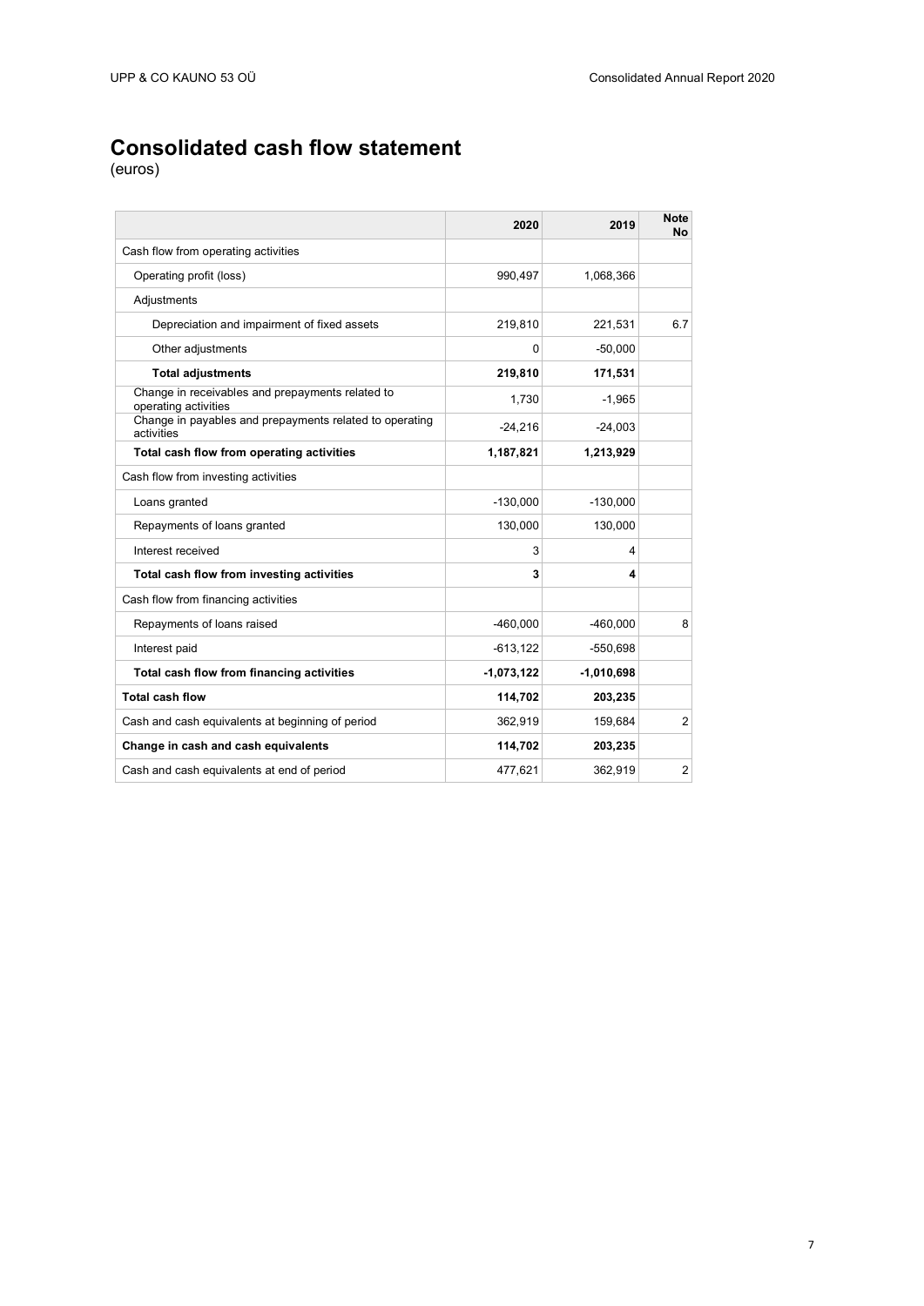# Consolidated cash flow statement

(euros)

| | 2020 | 2019 | Note No |
|---|---|---|---|
| Cash flow from operating activities | | | |
| Operating profit (loss) | 990,497 | 1,068,366 | |
| Adjustments | | | |
| Depreciation and impairment of fixed assets | 219,810 | 221,531 | 6.7 |
| Other adjustments | 0 | -50,000 | |
| **Total adjustments** | **219,810** | **171,531** | |
| Change in receivables and prepayments related to operating activities | 1,730 | -1,965 | |
| Change in payables and prepayments related to operating activities | -24,216 | -24,003 | |
| **Total cash flow from operating activities** | **1,187,821** | **1,213,929** | |
| Cash flow from investing activities | | | |
| Loans granted | -130,000 | -130,000 | |
| Repayments of loans granted | 130,000 | 130,000 | |
| Interest received | 3 | 4 | |
| **Total cash flow from investing activities** | **3** | **4** | |
| Cash flow from financing activities | | | |
| Repayments of loans raised | -460,000 | -460,000 | 8 |
| Interest paid | -613,122 | -550,698 | |
| **Total cash flow from financing activities** | **-1,073,122** | **-1,010,698** | |
| **Total cash flow** | **114,702** | **203,235** | |
| Cash and cash equivalents at beginning of period | 362,919 | 159,684 | 2 |
| **Change in cash and cash equivalents** | **114,702** | **203,235** | |
| Cash and cash equivalents at end of period | 477,621 | 362,919 | 2 |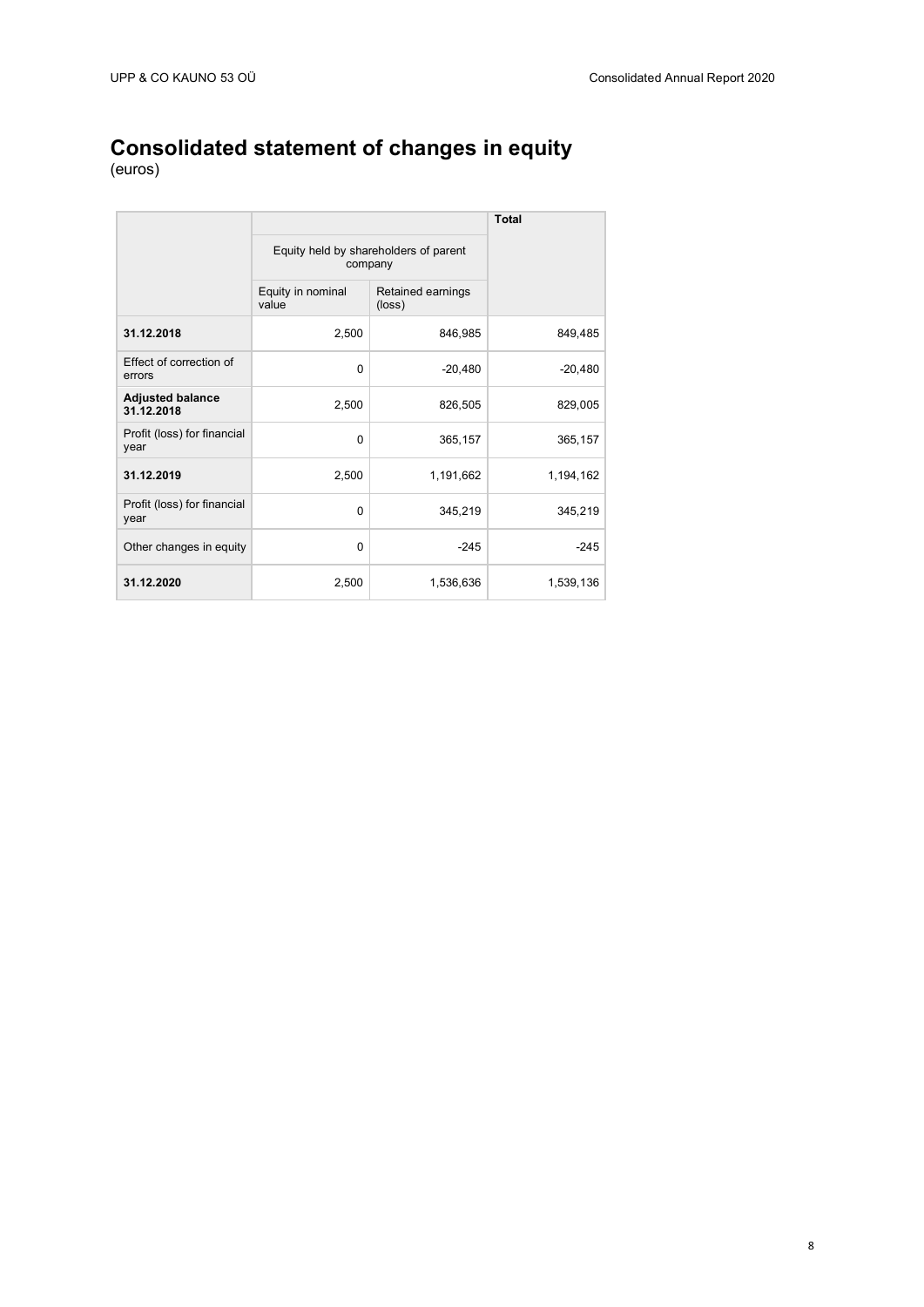# Consolidated statement of changes in equity

(euros)

| | Equity held by shareholders of parent company | | Total |
|---|---|---|---|
| | Equity in nominal value | Retained earnings (loss) | |
| **31.12.2018** | 2,500 | 846,985 | 849,485 |
| Effect of correction of errors | 0 | -20,480 | -20,480 |
| **Adjusted balance 31.12.2018** | 2,500 | 826,505 | 829,005 |
| Profit (loss) for financial year | 0 | 365,157 | 365,157 |
| **31.12.2019** | 2,500 | 1,191,662 | 1,194,162 |
| Profit (loss) for financial year | 0 | 345,219 | 345,219 |
| Other changes in equity | 0 | -245 | -245 |
| **31.12.2020** | 2,500 | 1,536,636 | 1,539,136 |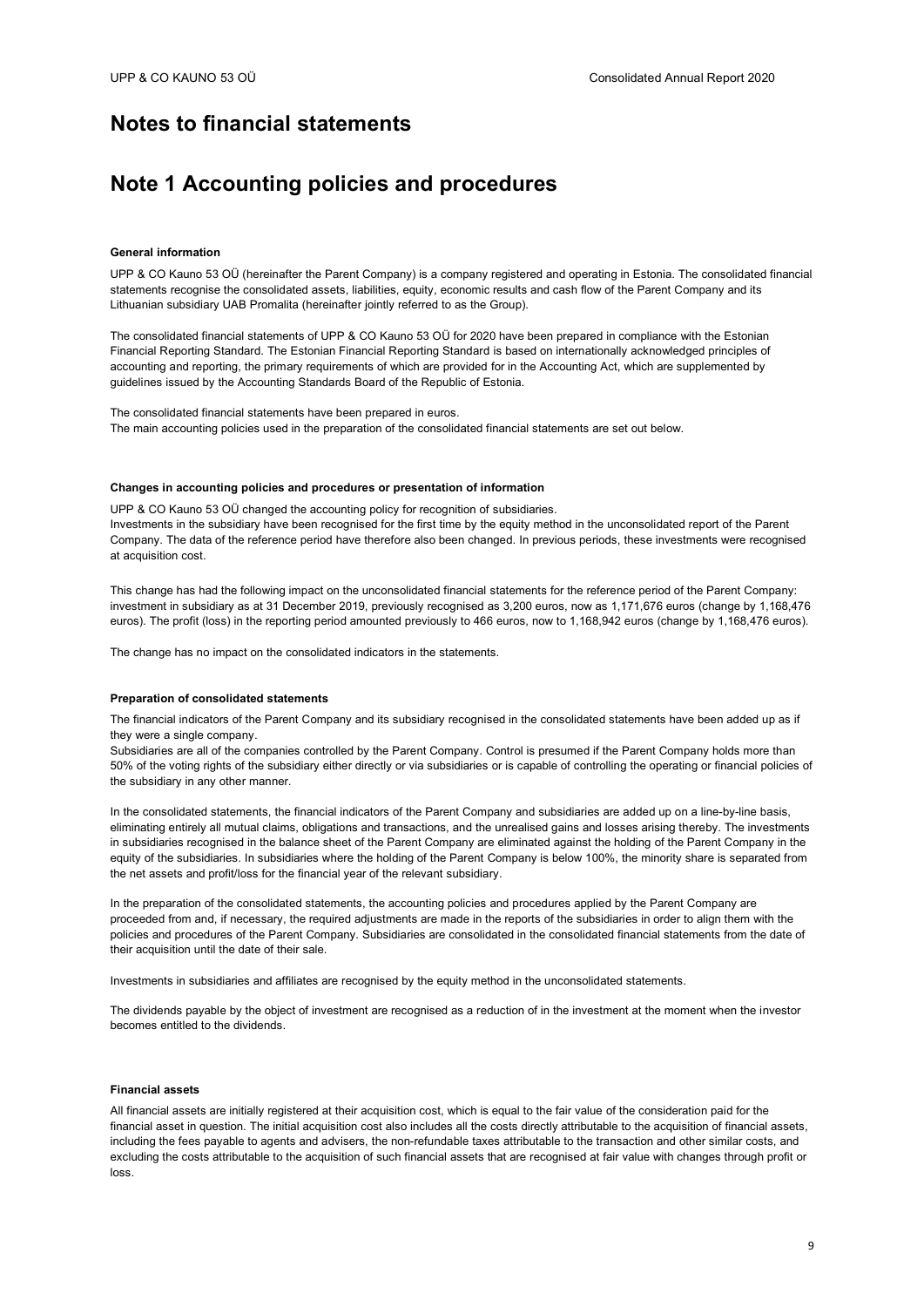# Notes to financial statements

# Note 1 Accounting policies and procedures

**General information**

UPP & CO Kauno 53 OÜ (hereinafter the Parent Company) is a company registered and operating in Estonia. The consolidated financial statements recognise the consolidated assets, liabilities, equity, economic results and cash flow of the Parent Company and its Lithuanian subsidiary UAB Promalita (hereinafter jointly referred to as the Group).

The consolidated financial statements of UPP & CO Kauno 53 OÜ for 2020 have been prepared in compliance with the Estonian Financial Reporting Standard. The Estonian Financial Reporting Standard is based on internationally acknowledged principles of accounting and reporting, the primary requirements of which are provided for in the Accounting Act, which are supplemented by guidelines issued by the Accounting Standards Board of the Republic of Estonia.

The consolidated financial statements have been prepared in euros.
The main accounting policies used in the preparation of the consolidated financial statements are set out below.

**Changes in accounting policies and procedures or presentation of information**

UPP & CO Kauno 53 OÜ changed the accounting policy for recognition of subsidiaries.
Investments in the subsidiary have been recognised for the first time by the equity method in the unconsolidated report of the Parent Company. The data of the reference period have therefore also been changed. In previous periods, these investments were recognised at acquisition cost.

This change has had the following impact on the unconsolidated financial statements for the reference period of the Parent Company: investment in subsidiary as at 31 December 2019, previously recognised as 3,200 euros, now as 1,171,676 euros (change by 1,168,476 euros). The profit (loss) in the reporting period amounted previously to 466 euros, now to 1,168,942 euros (change by 1,168,476 euros).

The change has no impact on the consolidated indicators in the statements.

**Preparation of consolidated statements**

The financial indicators of the Parent Company and its subsidiary recognised in the consolidated statements have been added up as if they were a single company.
Subsidiaries are all of the companies controlled by the Parent Company. Control is presumed if the Parent Company holds more than 50% of the voting rights of the subsidiary either directly or via subsidiaries or is capable of controlling the operating or financial policies of the subsidiary in any other manner.

In the consolidated statements, the financial indicators of the Parent Company and subsidiaries are added up on a line-by-line basis, eliminating entirely all mutual claims, obligations and transactions, and the unrealised gains and losses arising thereby. The investments in subsidiaries recognised in the balance sheet of the Parent Company are eliminated against the holding of the Parent Company in the equity of the subsidiaries. In subsidiaries where the holding of the Parent Company is below 100%, the minority share is separated from the net assets and profit/loss for the financial year of the relevant subsidiary.

In the preparation of the consolidated statements, the accounting policies and procedures applied by the Parent Company are proceeded from and, if necessary, the required adjustments are made in the reports of the subsidiaries in order to align them with the policies and procedures of the Parent Company. Subsidiaries are consolidated in the consolidated financial statements from the date of their acquisition until the date of their sale.

Investments in subsidiaries and affiliates are recognised by the equity method in the unconsolidated statements.

The dividends payable by the object of investment are recognised as a reduction of in the investment at the moment when the investor becomes entitled to the dividends.

**Financial assets**

All financial assets are initially registered at their acquisition cost, which is equal to the fair value of the consideration paid for the financial asset in question. The initial acquisition cost also includes all the costs directly attributable to the acquisition of financial assets, including the fees payable to agents and advisers, the non-refundable taxes attributable to the transaction and other similar costs, and excluding the costs attributable to the acquisition of such financial assets that are recognised at fair value with changes through profit or loss.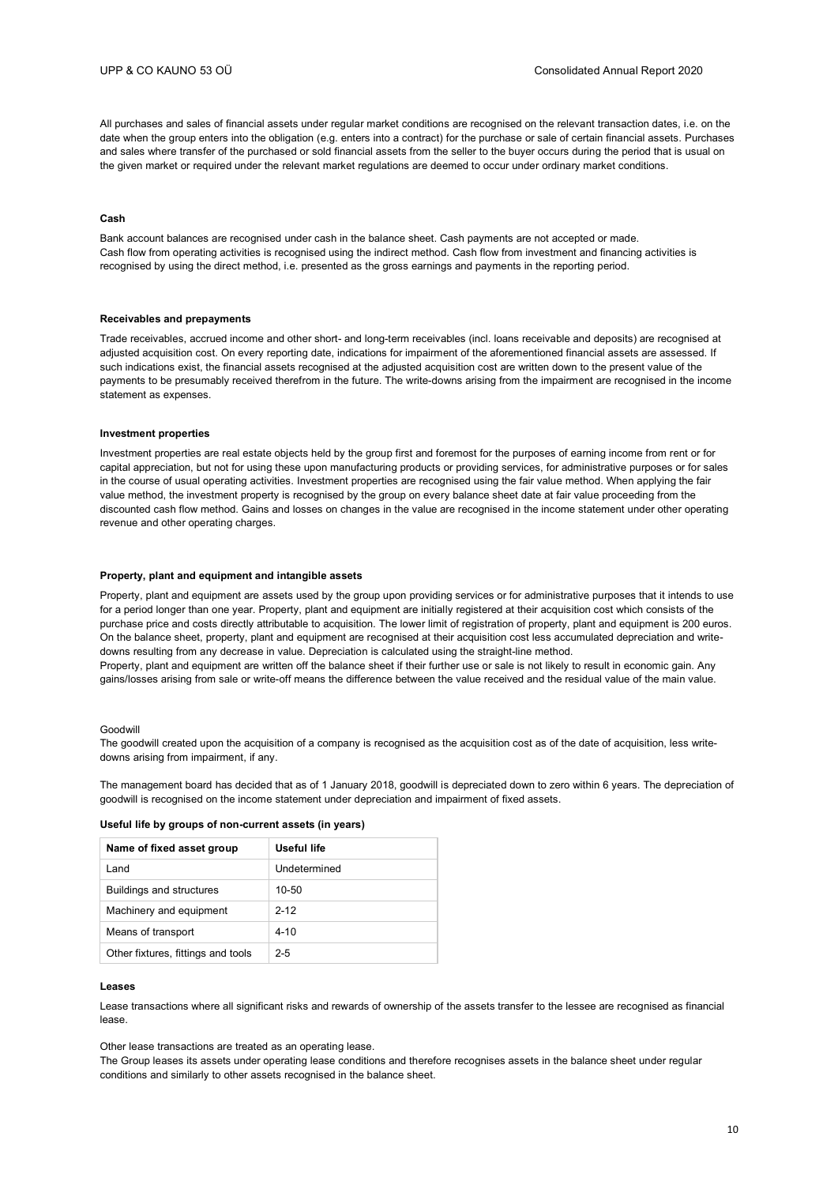All purchases and sales of financial assets under regular market conditions are recognised on the relevant transaction dates, i.e. on the date when the group enters into the obligation (e.g. enters into a contract) for the purchase or sale of certain financial assets. Purchases and sales where transfer of the purchased or sold financial assets from the seller to the buyer occurs during the period that is usual on the given market or required under the relevant market regulations are deemed to occur under ordinary market conditions.

**Cash**

Bank account balances are recognised under cash in the balance sheet. Cash payments are not accepted or made.
Cash flow from operating activities is recognised using the indirect method. Cash flow from investment and financing activities is recognised by using the direct method, i.e. presented as the gross earnings and payments in the reporting period.

**Receivables and prepayments**

Trade receivables, accrued income and other short- and long-term receivables (incl. loans receivable and deposits) are recognised at adjusted acquisition cost. On every reporting date, indications for impairment of the aforementioned financial assets are assessed. If such indications exist, the financial assets recognised at the adjusted acquisition cost are written down to the present value of the payments to be presumably received therefrom in the future. The write-downs arising from the impairment are recognised in the income statement as expenses.

**Investment properties**

Investment properties are real estate objects held by the group first and foremost for the purposes of earning income from rent or for capital appreciation, but not for using these upon manufacturing products or providing services, for administrative purposes or for sales in the course of usual operating activities. Investment properties are recognised using the fair value method. When applying the fair value method, the investment property is recognised by the group on every balance sheet date at fair value proceeding from the discounted cash flow method. Gains and losses on changes in the value are recognised in the income statement under other operating revenue and other operating charges.

**Property, plant and equipment and intangible assets**

Property, plant and equipment are assets used by the group upon providing services or for administrative purposes that it intends to use for a period longer than one year. Property, plant and equipment are initially registered at their acquisition cost which consists of the purchase price and costs directly attributable to acquisition. The lower limit of registration of property, plant and equipment is 200 euros. On the balance sheet, property, plant and equipment are recognised at their acquisition cost less accumulated depreciation and write-downs resulting from any decrease in value. Depreciation is calculated using the straight-line method.
Property, plant and equipment are written off the balance sheet if their further use or sale is not likely to result in economic gain. Any gains/losses arising from sale or write-off means the difference between the value received and the residual value of the main value.

Goodwill
The goodwill created upon the acquisition of a company is recognised as the acquisition cost as of the date of acquisition, less write-downs arising from impairment, if any.

The management board has decided that as of 1 January 2018, goodwill is depreciated down to zero within 6 years. The depreciation of goodwill is recognised on the income statement under depreciation and impairment of fixed assets.

**Useful life by groups of non-current assets (in years)**

| Name of fixed asset group | Useful life |
| --- | --- |
| Land | Undetermined |
| Buildings and structures | 10-50 |
| Machinery and equipment | 2-12 |
| Means of transport | 4-10 |
| Other fixtures, fittings and tools | 2-5 |

**Leases**

Lease transactions where all significant risks and rewards of ownership of the assets transfer to the lessee are recognised as financial lease.

Other lease transactions are treated as an operating lease.
The Group leases its assets under operating lease conditions and therefore recognises assets in the balance sheet under regular conditions and similarly to other assets recognised in the balance sheet.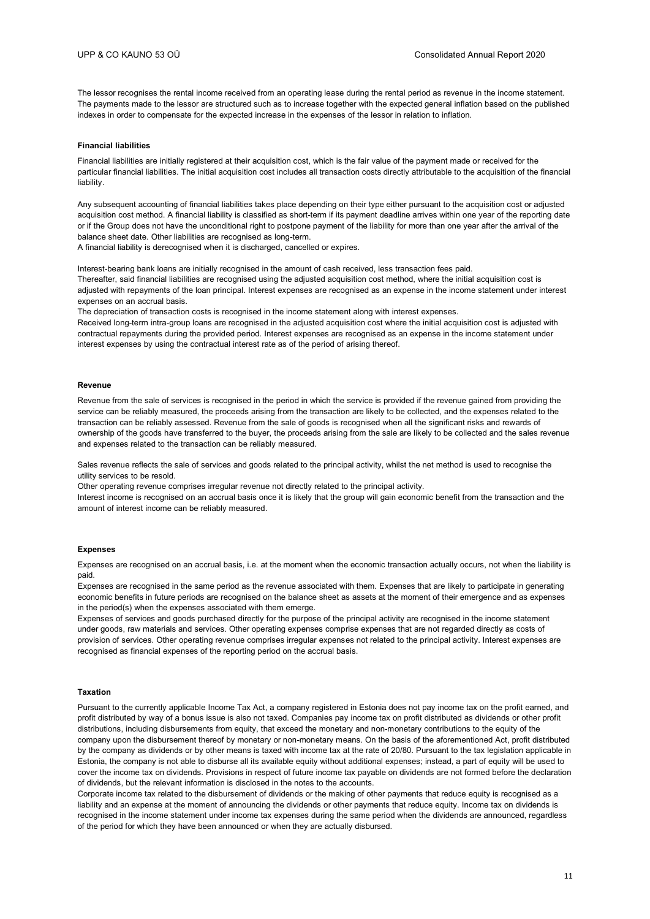The lessor recognises the rental income received from an operating lease during the rental period as revenue in the income statement. The payments made to the lessor are structured such as to increase together with the expected general inflation based on the published indexes in order to compensate for the expected increase in the expenses of the lessor in relation to inflation.

**Financial liabilities**

Financial liabilities are initially registered at their acquisition cost, which is the fair value of the payment made or received for the particular financial liabilities. The initial acquisition cost includes all transaction costs directly attributable to the acquisition of the financial liability.

Any subsequent accounting of financial liabilities takes place depending on their type either pursuant to the acquisition cost or adjusted acquisition cost method. A financial liability is classified as short-term if its payment deadline arrives within one year of the reporting date or if the Group does not have the unconditional right to postpone payment of the liability for more than one year after the arrival of the balance sheet date. Other liabilities are recognised as long-term.
A financial liability is derecognised when it is discharged, cancelled or expires.

Interest-bearing bank loans are initially recognised in the amount of cash received, less transaction fees paid.
Thereafter, said financial liabilities are recognised using the adjusted acquisition cost method, where the initial acquisition cost is adjusted with repayments of the loan principal. Interest expenses are recognised as an expense in the income statement under interest expenses on an accrual basis.
The depreciation of transaction costs is recognised in the income statement along with interest expenses.
Received long-term intra-group loans are recognised in the adjusted acquisition cost where the initial acquisition cost is adjusted with contractual repayments during the provided period. Interest expenses are recognised as an expense in the income statement under interest expenses by using the contractual interest rate as of the period of arising thereof.

**Revenue**

Revenue from the sale of services is recognised in the period in which the service is provided if the revenue gained from providing the service can be reliably measured, the proceeds arising from the transaction are likely to be collected, and the expenses related to the transaction can be reliably assessed. Revenue from the sale of goods is recognised when all the significant risks and rewards of ownership of the goods have transferred to the buyer, the proceeds arising from the sale are likely to be collected and the sales revenue and expenses related to the transaction can be reliably measured.

Sales revenue reflects the sale of services and goods related to the principal activity, whilst the net method is used to recognise the utility services to be resold.
Other operating revenue comprises irregular revenue not directly related to the principal activity.
Interest income is recognised on an accrual basis once it is likely that the group will gain economic benefit from the transaction and the amount of interest income can be reliably measured.

**Expenses**

Expenses are recognised on an accrual basis, i.e. at the moment when the economic transaction actually occurs, not when the liability is paid.
Expenses are recognised in the same period as the revenue associated with them. Expenses that are likely to participate in generating economic benefits in future periods are recognised on the balance sheet as assets at the moment of their emergence and as expenses in the period(s) when the expenses associated with them emerge.
Expenses of services and goods purchased directly for the purpose of the principal activity are recognised in the income statement under goods, raw materials and services. Other operating expenses comprise expenses that are not regarded directly as costs of provision of services. Other operating revenue comprises irregular expenses not related to the principal activity. Interest expenses are recognised as financial expenses of the reporting period on the accrual basis.

**Taxation**

Pursuant to the currently applicable Income Tax Act, a company registered in Estonia does not pay income tax on the profit earned, and profit distributed by way of a bonus issue is also not taxed. Companies pay income tax on profit distributed as dividends or other profit distributions, including disbursements from equity, that exceed the monetary and non-monetary contributions to the equity of the company upon the disbursement thereof by monetary or non-monetary means. On the basis of the aforementioned Act, profit distributed by the company as dividends or by other means is taxed with income tax at the rate of 20/80. Pursuant to the tax legislation applicable in Estonia, the company is not able to disburse all its available equity without additional expenses; instead, a part of equity will be used to cover the income tax on dividends. Provisions in respect of future income tax payable on dividends are not formed before the declaration of dividends, but the relevant information is disclosed in the notes to the accounts.
Corporate income tax related to the disbursement of dividends or the making of other payments that reduce equity is recognised as a liability and an expense at the moment of announcing the dividends or other payments that reduce equity. Income tax on dividends is recognised in the income statement under income tax expenses during the same period when the dividends are announced, regardless of the period for which they have been announced or when they are actually disbursed.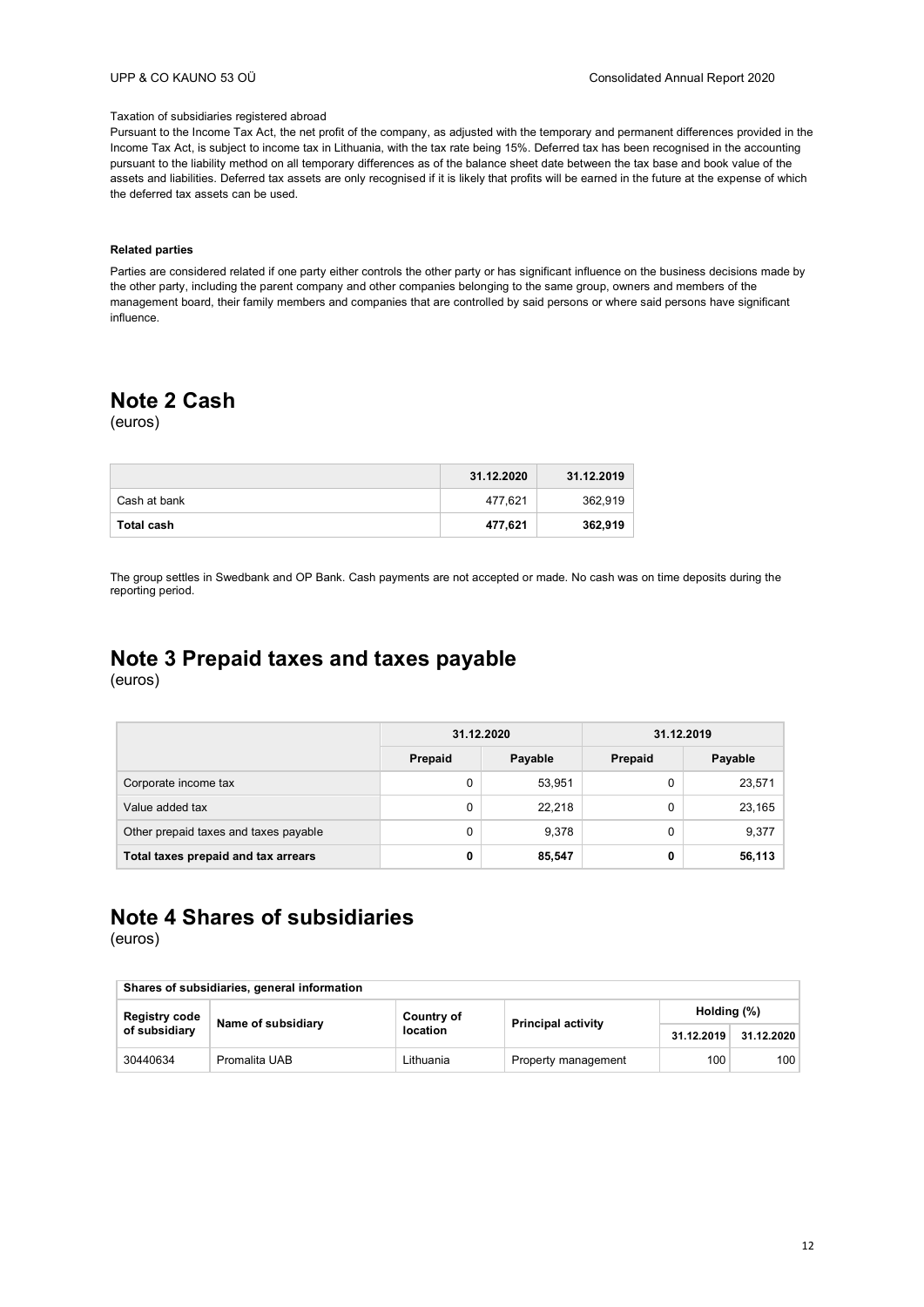Taxation of subsidiaries registered abroad

Pursuant to the Income Tax Act, the net profit of the company, as adjusted with the temporary and permanent differences provided in the Income Tax Act, is subject to income tax in Lithuania, with the tax rate being 15%. Deferred tax has been recognised in the accounting pursuant to the liability method on all temporary differences as of the balance sheet date between the tax base and book value of the assets and liabilities. Deferred tax assets are only recognised if it is likely that profits will be earned in the future at the expense of which the deferred tax assets can be used.

**Related parties**

Parties are considered related if one party either controls the other party or has significant influence on the business decisions made by the other party, including the parent company and other companies belonging to the same group, owners and members of the management board, their family members and companies that are controlled by said persons or where said persons have significant influence.

# Note 2 Cash

(euros)

| | 31.12.2020 | 31.12.2019 |
|---|---|---|
| Cash at bank | 477,621 | 362,919 |
| **Total cash** | **477,621** | **362,919** |

The group settles in Swedbank and OP Bank. Cash payments are not accepted or made. No cash was on time deposits during the reporting period.

# Note 3 Prepaid taxes and taxes payable

(euros)

| | 31.12.2020 | | 31.12.2019 | |
|---|---|---|---|---|
| | Prepaid | Payable | Prepaid | Payable |
| Corporate income tax | 0 | 53,951 | 0 | 23,571 |
| Value added tax | 0 | 22,218 | 0 | 23,165 |
| Other prepaid taxes and taxes payable | 0 | 9,378 | 0 | 9,377 |
| **Total taxes prepaid and tax arrears** | **0** | **85,547** | **0** | **56,113** |

# Note 4 Shares of subsidiaries

(euros)

| Shares of subsidiaries, general information | | | | | |
|---|---|---|---|---|---|
| Registry code of subsidiary | Name of subsidiary | Country of location | Principal activity | Holding (%) | |
| | | | | 31.12.2019 | 31.12.2020 |
| 30440634 | Promalita UAB | Lithuania | Property management | 100 | 100 |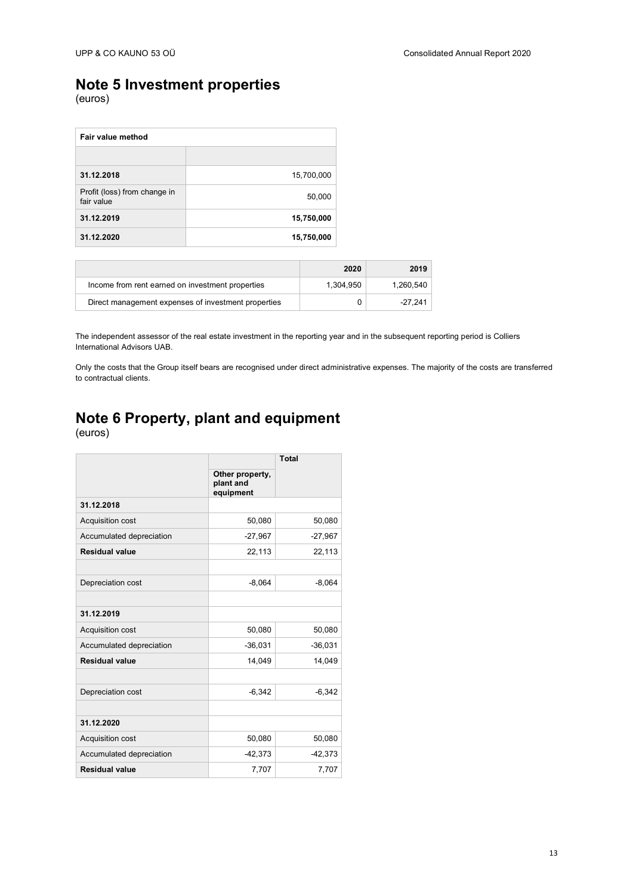# Note 5 Investment properties

(euros)

| Fair value method | |
|---|---|
| | |
| **31.12.2018** | 15,700,000 |
| Profit (loss) from change in fair value | 50,000 |
| **31.12.2019** | **15,750,000** |
| **31.12.2020** | **15,750,000** |

| | 2020 | 2019 |
|---|---|---|
| Income from rent earned on investment properties | 1,304,950 | 1,260,540 |
| Direct management expenses of investment properties | 0 | -27,241 |

The independent assessor of the real estate investment in the reporting year and in the subsequent reporting period is Colliers International Advisors UAB.

Only the costs that the Group itself bears are recognised under direct administrative expenses. The majority of the costs are transferred to contractual clients.

# Note 6 Property, plant and equipment

(euros)

| | | Total |
|---|---|---|
| | Other property, plant and equipment | |
| **31.12.2018** | | |
| Acquisition cost | 50,080 | 50,080 |
| Accumulated depreciation | -27,967 | -27,967 |
| **Residual value** | 22,113 | 22,113 |
| | | |
| Depreciation cost | -8,064 | -8,064 |
| | | |
| **31.12.2019** | | |
| Acquisition cost | 50,080 | 50,080 |
| Accumulated depreciation | -36,031 | -36,031 |
| **Residual value** | 14,049 | 14,049 |
| | | |
| Depreciation cost | -6,342 | -6,342 |
| | | |
| **31.12.2020** | | |
| Acquisition cost | 50,080 | 50,080 |
| Accumulated depreciation | -42,373 | -42,373 |
| **Residual value** | 7,707 | 7,707 |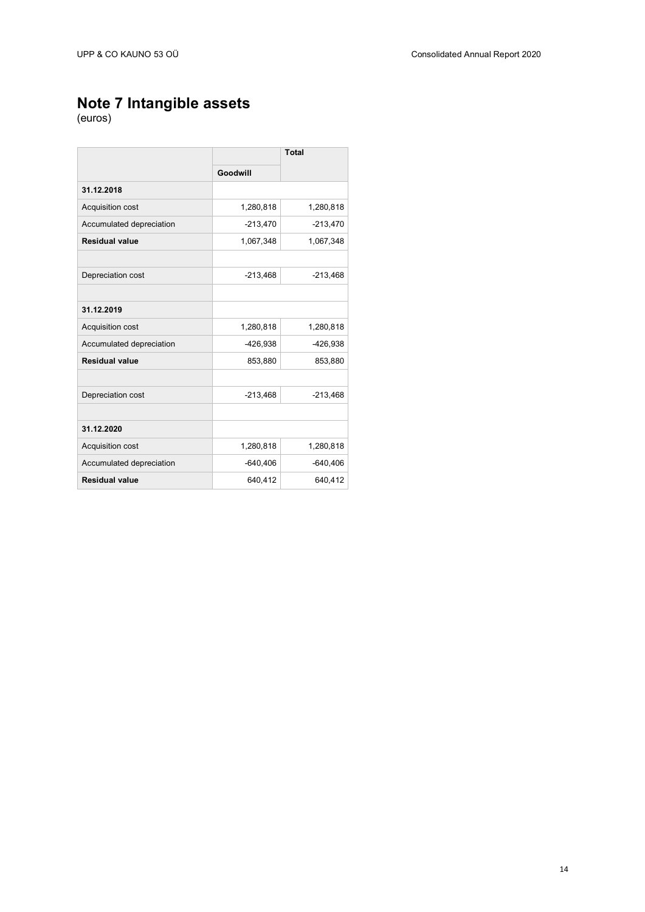# Note 7 Intangible assets

(euros)

| | Goodwill | Total |
|---|---|---|
| **31.12.2018** | | |
| Acquisition cost | 1,280,818 | 1,280,818 |
| Accumulated depreciation | -213,470 | -213,470 |
| **Residual value** | 1,067,348 | 1,067,348 |
| | | |
| Depreciation cost | -213,468 | -213,468 |
| | | |
| **31.12.2019** | | |
| Acquisition cost | 1,280,818 | 1,280,818 |
| Accumulated depreciation | -426,938 | -426,938 |
| **Residual value** | 853,880 | 853,880 |
| | | |
| Depreciation cost | -213,468 | -213,468 |
| | | |
| **31.12.2020** | | |
| Acquisition cost | 1,280,818 | 1,280,818 |
| Accumulated depreciation | -640,406 | -640,406 |
| **Residual value** | 640,412 | 640,412 |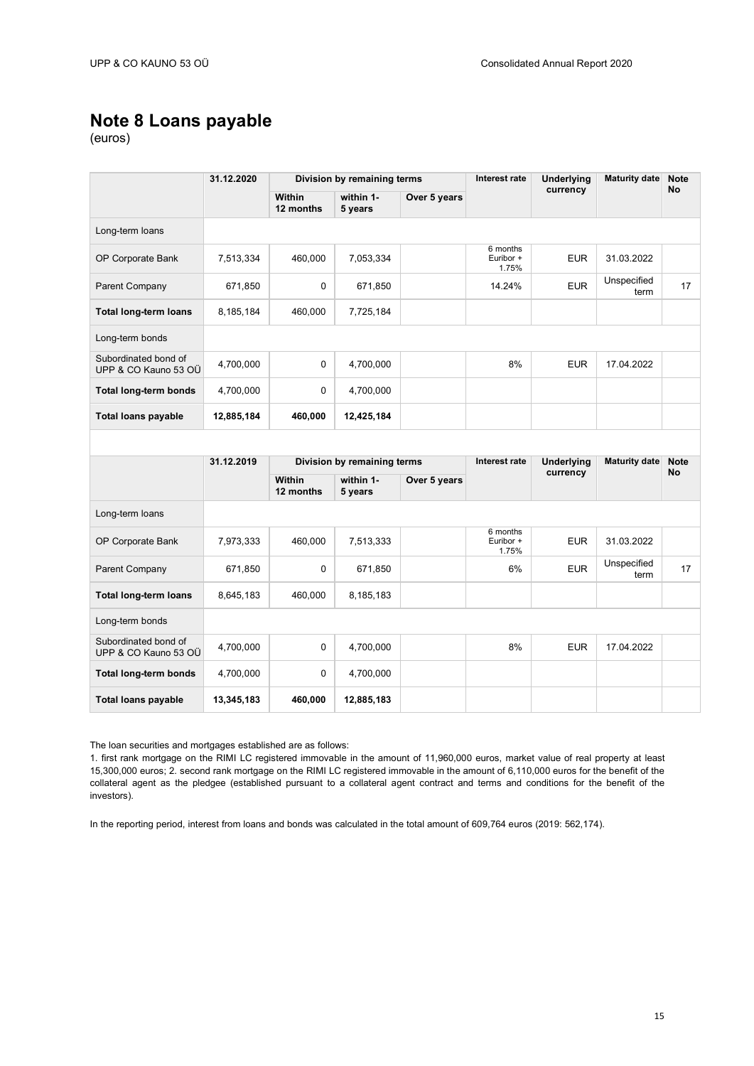# Note 8 Loans payable

(euros)

| | 31.12.2020 | Division by remaining terms | | | Interest rate | Underlying currency | Maturity date | Note No |
|---|---|---|---|---|---|---|---|---|
| | | Within 12 months | within 1-5 years | Over 5 years | | | | |
| Long-term loans | | | | | | | | |
| OP Corporate Bank | 7,513,334 | 460,000 | 7,053,334 | | 6 months Euribor + 1.75% | EUR | 31.03.2022 | |
| Parent Company | 671,850 | 0 | 671,850 | | 14.24% | EUR | Unspecified term | 17 |
| **Total long-term loans** | 8,185,184 | 460,000 | 7,725,184 | | | | | |
| Long-term bonds | | | | | | | | |
| Subordinated bond of UPP & CO Kauno 53 OÜ | 4,700,000 | 0 | 4,700,000 | | 8% | EUR | 17.04.2022 | |
| **Total long-term bonds** | 4,700,000 | 0 | 4,700,000 | | | | | |
| **Total loans payable** | **12,885,184** | **460,000** | **12,425,184** | | | | | |

| | 31.12.2019 | Division by remaining terms | | | Interest rate | Underlying currency | Maturity date | Note No |
|---|---|---|---|---|---|---|---|---|
| | | Within 12 months | within 1-5 years | Over 5 years | | | | |
| Long-term loans | | | | | | | | |
| OP Corporate Bank | 7,973,333 | 460,000 | 7,513,333 | | 6 months Euribor + 1.75% | EUR | 31.03.2022 | |
| Parent Company | 671,850 | 0 | 671,850 | | 6% | EUR | Unspecified term | 17 |
| **Total long-term loans** | 8,645,183 | 460,000 | 8,185,183 | | | | | |
| Long-term bonds | | | | | | | | |
| Subordinated bond of UPP & CO Kauno 53 OÜ | 4,700,000 | 0 | 4,700,000 | | 8% | EUR | 17.04.2022 | |
| **Total long-term bonds** | 4,700,000 | 0 | 4,700,000 | | | | | |
| **Total loans payable** | **13,345,183** | **460,000** | **12,885,183** | | | | | |

The loan securities and mortgages established are as follows:
1. first rank mortgage on the RIMI LC registered immovable in the amount of 11,960,000 euros, market value of real property at least 15,300,000 euros; 2. second rank mortgage on the RIMI LC registered immovable in the amount of 6,110,000 euros for the benefit of the collateral agent as the pledgee (established pursuant to a collateral agent contract and terms and conditions for the benefit of the investors).

In the reporting period, interest from loans and bonds was calculated in the total amount of 609,764 euros (2019: 562,174).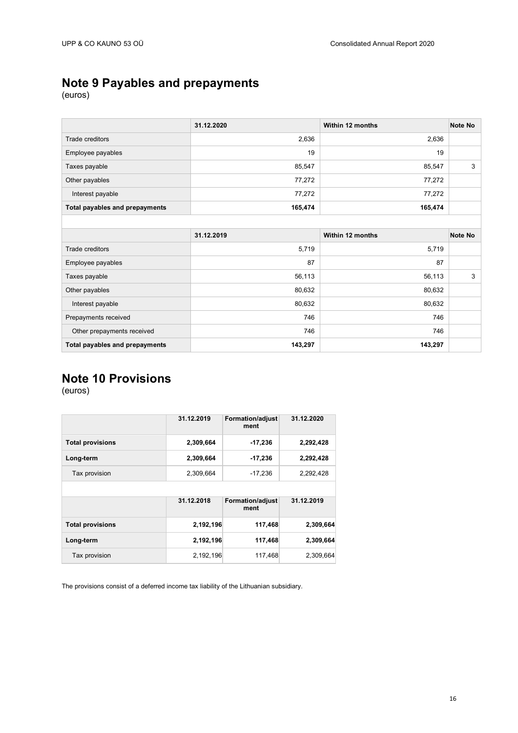## Note 9 Payables and prepayments

(euros)

| | 31.12.2020 | Within 12 months | Note No |
|---|---|---|---|
| Trade creditors | 2,636 | 2,636 | |
| Employee payables | 19 | 19 | |
| Taxes payable | 85,547 | 85,547 | 3 |
| Other payables | 77,272 | 77,272 | |
| Interest payable | 77,272 | 77,272 | |
| **Total payables and prepayments** | **165,474** | **165,474** | |

| | 31.12.2019 | Within 12 months | Note No |
|---|---|---|---|
| Trade creditors | 5,719 | 5,719 | |
| Employee payables | 87 | 87 | |
| Taxes payable | 56,113 | 56,113 | 3 |
| Other payables | 80,632 | 80,632 | |
| Interest payable | 80,632 | 80,632 | |
| Prepayments received | 746 | 746 | |
| Other prepayments received | 746 | 746 | |
| **Total payables and prepayments** | **143,297** | **143,297** | |

## Note 10 Provisions

(euros)

| | 31.12.2019 | Formation/adjustment | 31.12.2020 |
|---|---|---|---|
| **Total provisions** | **2,309,664** | **-17,236** | **2,292,428** |
| **Long-term** | **2,309,664** | **-17,236** | **2,292,428** |
| Tax provision | 2,309,664 | -17,236 | 2,292,428 |

| | 31.12.2018 | Formation/adjustment | 31.12.2019 |
|---|---|---|---|
| **Total provisions** | **2,192,196** | **117,468** | **2,309,664** |
| **Long-term** | **2,192,196** | **117,468** | **2,309,664** |
| Tax provision | 2,192,196 | 117,468 | 2,309,664 |

The provisions consist of a deferred income tax liability of the Lithuanian subsidiary.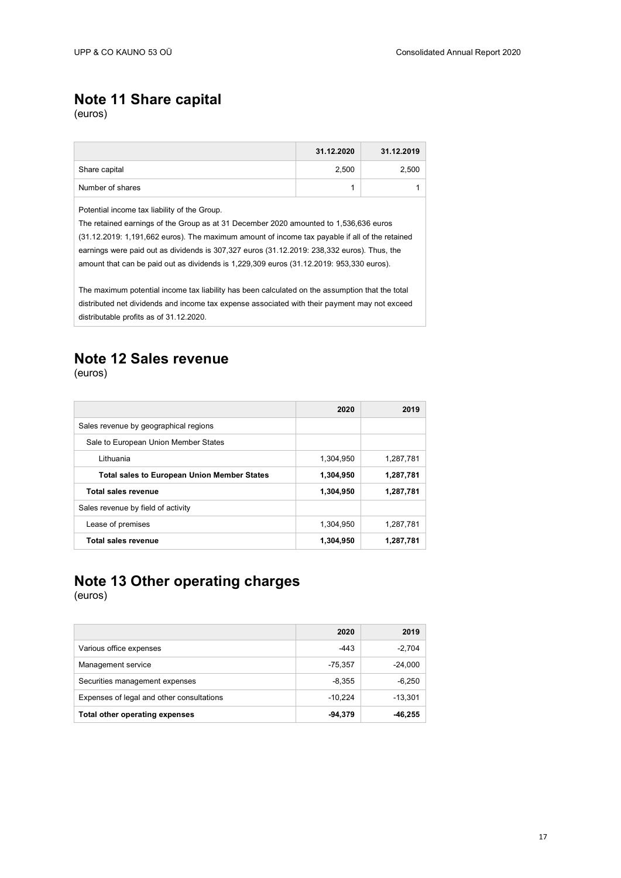## Note 11 Share capital

(euros)

| | 31.12.2020 | 31.12.2019 |
|---|---|---|
| Share capital | 2,500 | 2,500 |
| Number of shares | 1 | 1 |

Potential income tax liability of the Group.

The retained earnings of the Group as at 31 December 2020 amounted to 1,536,636 euros (31.12.2019: 1,191,662 euros). The maximum amount of income tax payable if all of the retained earnings were paid out as dividends is 307,327 euros (31.12.2019: 238,332 euros). Thus, the amount that can be paid out as dividends is 1,229,309 euros (31.12.2019: 953,330 euros).

The maximum potential income tax liability has been calculated on the assumption that the total distributed net dividends and income tax expense associated with their payment may not exceed distributable profits as of 31.12.2020.

## Note 12 Sales revenue

(euros)

| | 2020 | 2019 |
|---|---|---|
| Sales revenue by geographical regions | | |
| Sale to European Union Member States | | |
| Lithuania | 1,304,950 | 1,287,781 |
| **Total sales to European Union Member States** | **1,304,950** | **1,287,781** |
| **Total sales revenue** | **1,304,950** | **1,287,781** |
| Sales revenue by field of activity | | |
| Lease of premises | 1,304,950 | 1,287,781 |
| **Total sales revenue** | **1,304,950** | **1,287,781** |

## Note 13 Other operating charges

(euros)

| | 2020 | 2019 |
|---|---|---|
| Various office expenses | -443 | -2,704 |
| Management service | -75,357 | -24,000 |
| Securities management expenses | -8,355 | -6,250 |
| Expenses of legal and other consultations | -10,224 | -13,301 |
| **Total other operating expenses** | **-94,379** | **-46,255** |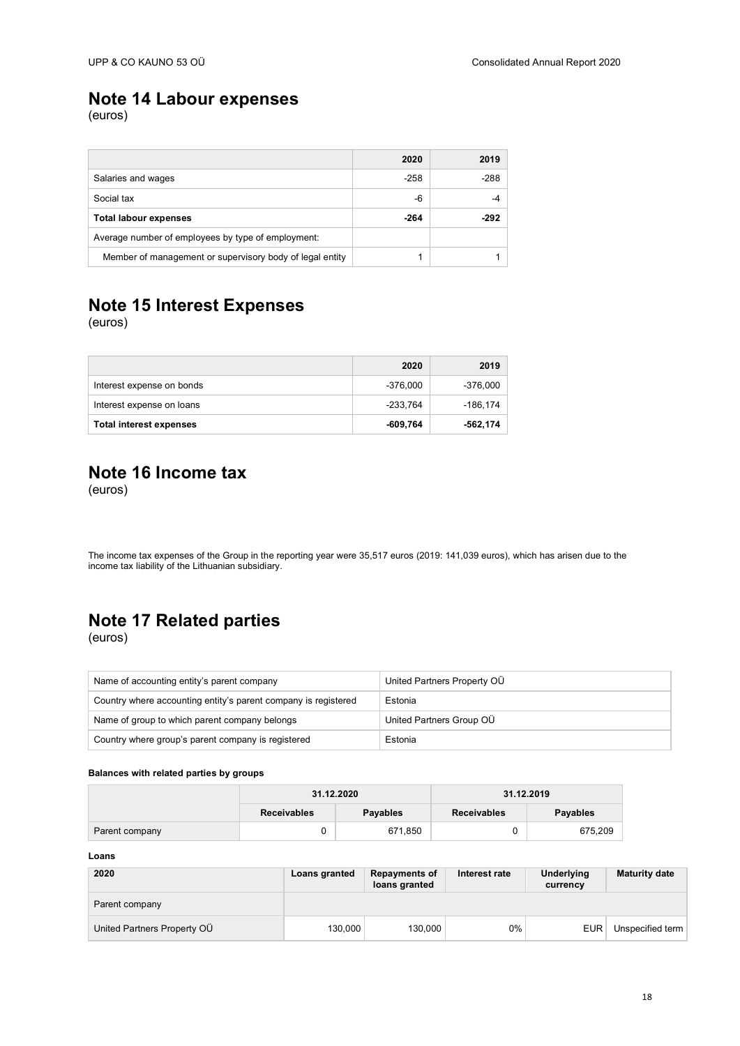## Note 14 Labour expenses

(euros)

| | 2020 | 2019 |
|---|---|---|
| Salaries and wages | -258 | -288 |
| Social tax | -6 | -4 |
| **Total labour expenses** | **-264** | **-292** |
| Average number of employees by type of employment: | | |
| Member of management or supervisory body of legal entity | 1 | 1 |

## Note 15 Interest Expenses

(euros)

| | 2020 | 2019 |
|---|---|---|
| Interest expense on bonds | -376,000 | -376,000 |
| Interest expense on loans | -233,764 | -186,174 |
| **Total interest expenses** | **-609,764** | **-562,174** |

## Note 16 Income tax

(euros)

The income tax expenses of the Group in the reporting year were 35,517 euros (2019: 141,039 euros), which has arisen due to the income tax liability of the Lithuanian subsidiary.

## Note 17 Related parties

(euros)

| | |
|---|---|
| Name of accounting entity's parent company | United Partners Property OÜ |
| Country where accounting entity's parent company is registered | Estonia |
| Name of group to which parent company belongs | United Partners Group OÜ |
| Country where group's parent company is registered | Estonia |

**Balances with related parties by groups**

| | 31.12.2020 | | 31.12.2019 | |
|---|---|---|---|---|
| | **Receivables** | **Payables** | **Receivables** | **Payables** |
| Parent company | 0 | 671,850 | 0 | 675,209 |

**Loans**

| 2020 | Loans granted | Repayments of loans granted | Interest rate | Underlying currency | Maturity date |
|---|---|---|---|---|---|
| Parent company | | | | | |
| United Partners Property OÜ | 130,000 | 130,000 | 0% | EUR | Unspecified term |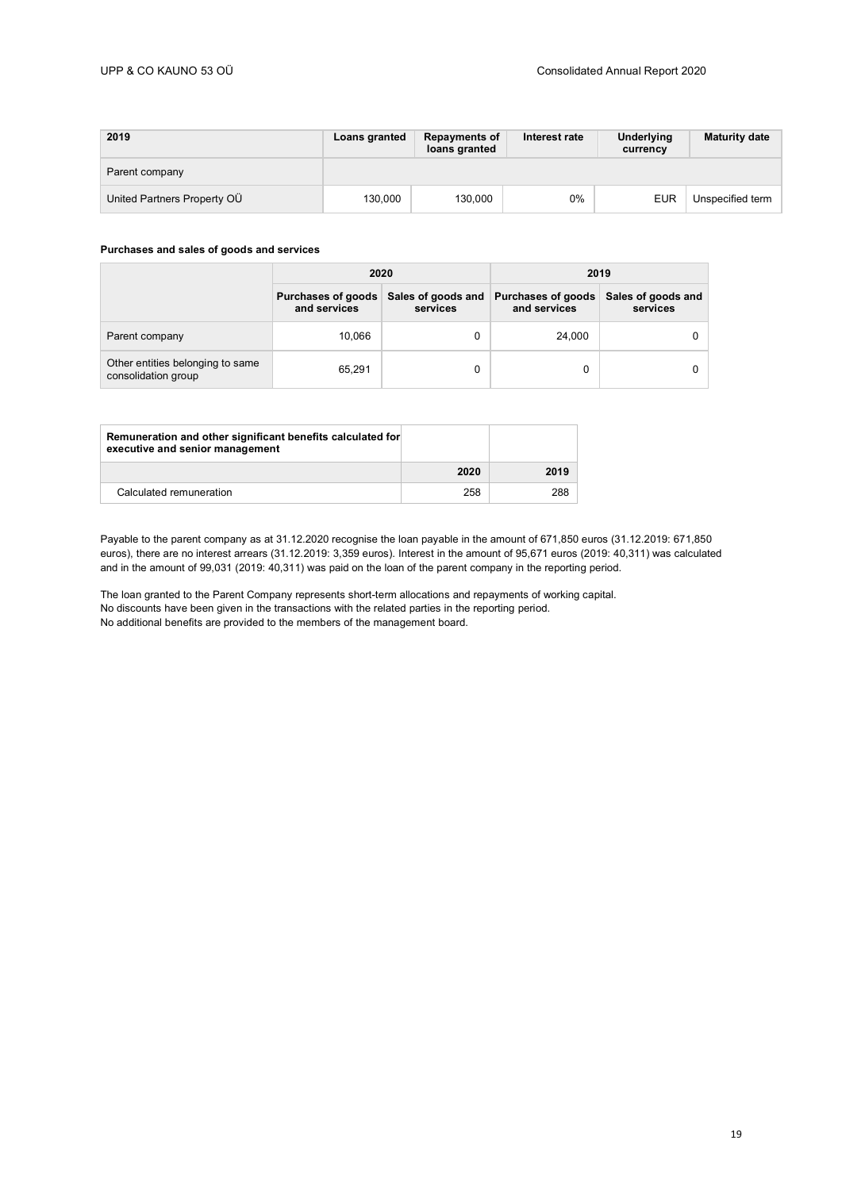| 2019 | Loans granted | Repayments of loans granted | Interest rate | Underlying currency | Maturity date |
|---|---|---|---|---|---|
| Parent company | | | | | |
| United Partners Property OÜ | 130,000 | 130,000 | 0% | EUR | Unspecified term |

**Purchases and sales of goods and services**

| | 2020 | | 2019 | |
|---|---|---|---|---|
| | Purchases of goods and services | Sales of goods and services | Purchases of goods and services | Sales of goods and services |
| Parent company | 10,066 | 0 | 24,000 | 0 |
| Other entities belonging to same consolidation group | 65,291 | 0 | 0 | 0 |

| Remuneration and other significant benefits calculated for executive and senior management | | |
|---|---|---|
| | 2020 | 2019 |
| Calculated remuneration | 258 | 288 |

Payable to the parent company as at 31.12.2020 recognise the loan payable in the amount of 671,850 euros (31.12.2019: 671,850 euros), there are no interest arrears (31.12.2019: 3,359 euros). Interest in the amount of 95,671 euros (2019: 40,311) was calculated and in the amount of 99,031 (2019: 40,311) was paid on the loan of the parent company in the reporting period.

The loan granted to the Parent Company represents short-term allocations and repayments of working capital.
No discounts have been given in the transactions with the related parties in the reporting period.
No additional benefits are provided to the members of the management board.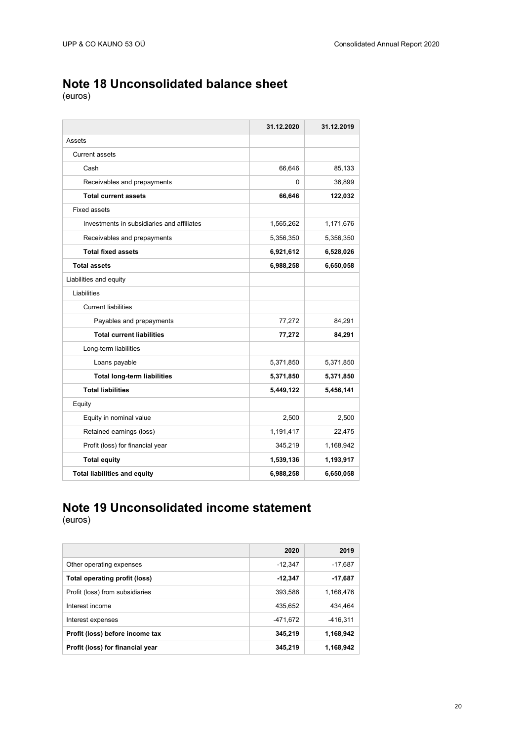## Note 18 Unconsolidated balance sheet

(euros)

| | 31.12.2020 | 31.12.2019 |
|---|---|---|
| Assets | | |
| Current assets | | |
| Cash | 66,646 | 85,133 |
| Receivables and prepayments | 0 | 36,899 |
| **Total current assets** | **66,646** | **122,032** |
| Fixed assets | | |
| Investments in subsidiaries and affiliates | 1,565,262 | 1,171,676 |
| Receivables and prepayments | 5,356,350 | 5,356,350 |
| **Total fixed assets** | **6,921,612** | **6,528,026** |
| **Total assets** | **6,988,258** | **6,650,058** |
| Liabilities and equity | | |
| Liabilities | | |
| Current liabilities | | |
| Payables and prepayments | 77,272 | 84,291 |
| **Total current liabilities** | **77,272** | **84,291** |
| Long-term liabilities | | |
| Loans payable | 5,371,850 | 5,371,850 |
| **Total long-term liabilities** | **5,371,850** | **5,371,850** |
| **Total liabilities** | **5,449,122** | **5,456,141** |
| Equity | | |
| Equity in nominal value | 2,500 | 2,500 |
| Retained earnings (loss) | 1,191,417 | 22,475 |
| Profit (loss) for financial year | 345,219 | 1,168,942 |
| **Total equity** | **1,539,136** | **1,193,917** |
| **Total liabilities and equity** | **6,988,258** | **6,650,058** |

## Note 19 Unconsolidated income statement

(euros)

| | 2020 | 2019 |
|---|---|---|
| Other operating expenses | -12,347 | -17,687 |
| **Total operating profit (loss)** | **-12,347** | **-17,687** |
| Profit (loss) from subsidiaries | 393,586 | 1,168,476 |
| Interest income | 435,652 | 434,464 |
| Interest expenses | -471,672 | -416,311 |
| **Profit (loss) before income tax** | **345,219** | **1,168,942** |
| **Profit (loss) for financial year** | **345,219** | **1,168,942** |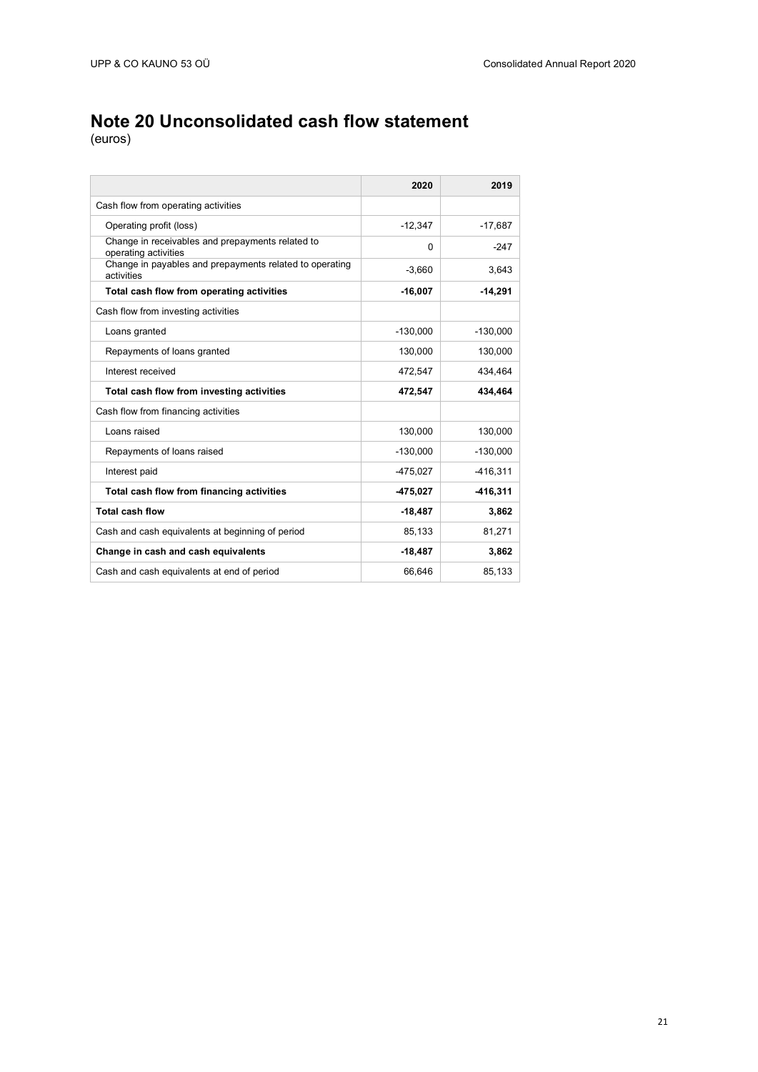## Note 20 Unconsolidated cash flow statement

(euros)

| | 2020 | 2019 |
|---|---|---|
| Cash flow from operating activities | | |
| Operating profit (loss) | -12,347 | -17,687 |
| Change in receivables and prepayments related to operating activities | 0 | -247 |
| Change in payables and prepayments related to operating activities | -3,660 | 3,643 |
| **Total cash flow from operating activities** | **-16,007** | **-14,291** |
| Cash flow from investing activities | | |
| Loans granted | -130,000 | -130,000 |
| Repayments of loans granted | 130,000 | 130,000 |
| Interest received | 472,547 | 434,464 |
| **Total cash flow from investing activities** | **472,547** | **434,464** |
| Cash flow from financing activities | | |
| Loans raised | 130,000 | 130,000 |
| Repayments of loans raised | -130,000 | -130,000 |
| Interest paid | -475,027 | -416,311 |
| **Total cash flow from financing activities** | **-475,027** | **-416,311** |
| **Total cash flow** | **-18,487** | **3,862** |
| Cash and cash equivalents at beginning of period | 85,133 | 81,271 |
| **Change in cash and cash equivalents** | **-18,487** | **3,862** |
| Cash and cash equivalents at end of period | 66,646 | 85,133 |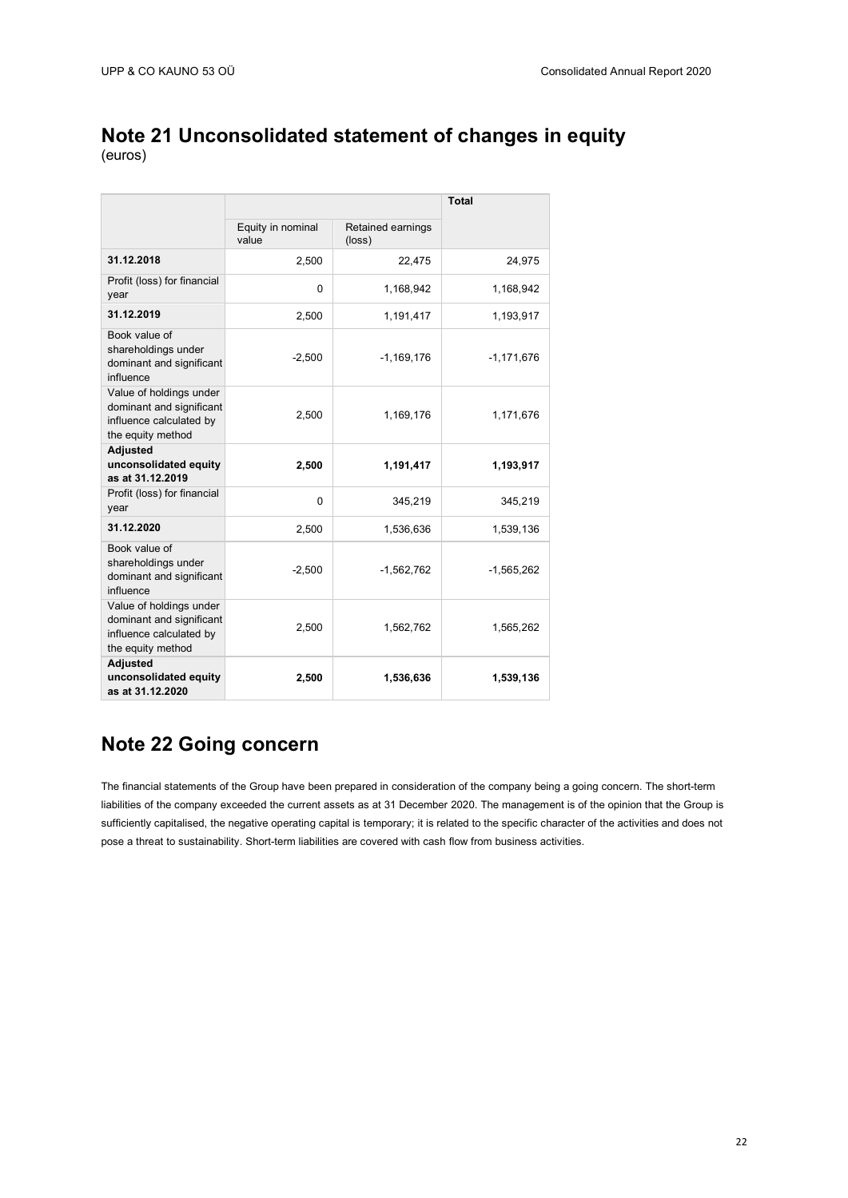## Note 21 Unconsolidated statement of changes in equity

(euros)

| | | | Total |
|---|---|---|---|
| | Equity in nominal value | Retained earnings (loss) | |
| **31.12.2018** | 2,500 | 22,475 | 24,975 |
| Profit (loss) for financial year | 0 | 1,168,942 | 1,168,942 |
| **31.12.2019** | 2,500 | 1,191,417 | 1,193,917 |
| Book value of shareholdings under dominant and significant influence | -2,500 | -1,169,176 | -1,171,676 |
| Value of holdings under dominant and significant influence calculated by the equity method | 2,500 | 1,169,176 | 1,171,676 |
| **Adjusted unconsolidated equity as at 31.12.2019** | **2,500** | **1,191,417** | **1,193,917** |
| Profit (loss) for financial year | 0 | 345,219 | 345,219 |
| **31.12.2020** | 2,500 | 1,536,636 | 1,539,136 |
| Book value of shareholdings under dominant and significant influence | -2,500 | -1,562,762 | -1,565,262 |
| Value of holdings under dominant and significant influence calculated by the equity method | 2,500 | 1,562,762 | 1,565,262 |
| **Adjusted unconsolidated equity as at 31.12.2020** | **2,500** | **1,536,636** | **1,539,136** |

## Note 22 Going concern

The financial statements of the Group have been prepared in consideration of the company being a going concern. The short-term liabilities of the company exceeded the current assets as at 31 December 2020. The management is of the opinion that the Group is sufficiently capitalised, the negative operating capital is temporary; it is related to the specific character of the activities and does not pose a threat to sustainability. Short-term liabilities are covered with cash flow from business activities.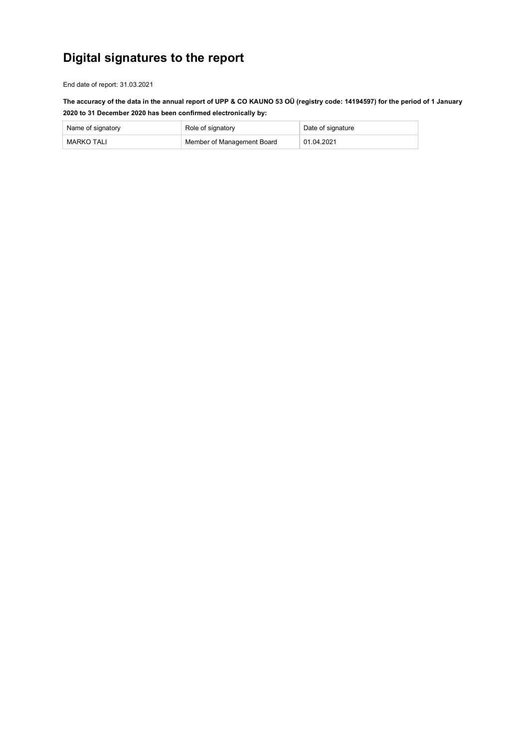# Digital signatures to the report

End date of report: 31.03.2021

**The accuracy of the data in the annual report of UPP & CO KAUNO 53 OÜ (registry code: 14194597) for the period of 1 January 2020 to 31 December 2020 has been confirmed electronically by:**

| Name of signatory | Role of signatory | Date of signature |
| --- | --- | --- |
| MARKO TALI | Member of Management Board | 01.04.2021 |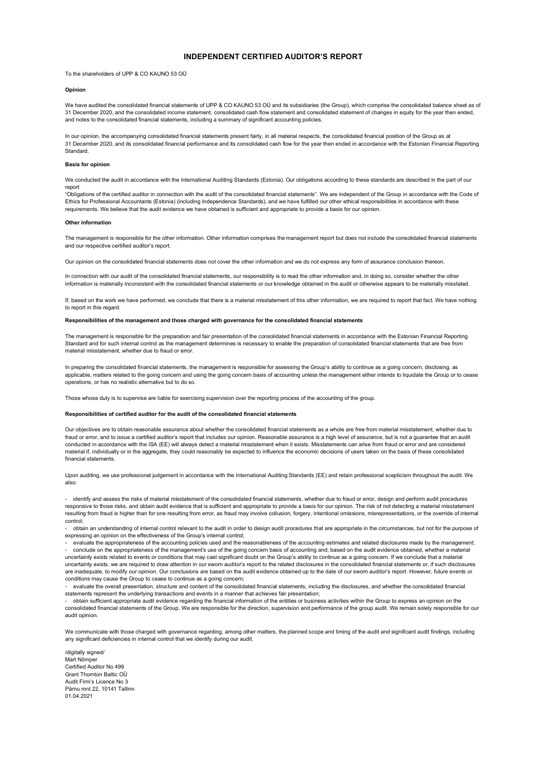# INDEPENDENT CERTIFIED AUDITOR'S REPORT

To the shareholders of UPP & CO KAUNO 53 OÜ

**Opinion**

We have audited the consolidated financial statements of UPP & CO KAUNO 53 OÜ and its subsidiaries (the Group), which comprise the consolidated balance sheet as of 31 December 2020, and the consolidated income statement, consolidated cash flow statement and consolidated statement of changes in equity for the year then ended, and notes to the consolidated financial statements, including a summary of significant accounting policies.

In our opinion, the accompanying consolidated financial statements present fairly, in all material respects, the consolidated financial position of the Group as at 31 December 2020, and its consolidated financial performance and its consolidated cash flow for the year then ended in accordance with the Estonian Financial Reporting Standard.

**Basis for opinion**

We conducted the audit in accordance with the International Auditing Standards (Estonia). Our obligations according to these standards are described in the part of our report
"Obligations of the certified auditor in connection with the audit of the consolidated financial statements". We are independent of the Group in accordance with the Code of Ethics for Professional Accountants (Estonia) (including Independence Standards), and we have fulfilled our other ethical responsibilities in accordance with these requirements. We believe that the audit evidence we have obtained is sufficient and appropriate to provide a basis for our opinion.

**Other information**

The management is responsible for the other information. Other information comprises the management report but does not include the consolidated financial statements and our respective certified auditor's report.

Our opinion on the consolidated financial statements does not cover the other information and we do not express any form of assurance conclusion thereon.

In connection with our audit of the consolidated financial statements, our responsibility is to read the other information and, in doing so, consider whether the other information is materially inconsistent with the consolidated financial statements or our knowledge obtained in the audit or otherwise appears to be materially misstated.

If, based on the work we have performed, we conclude that there is a material misstatement of this other information, we are required to report that fact. We have nothing to report in this regard.

**Responsibilities of the management and those charged with governance for the consolidated financial statements**

The management is responsible for the preparation and fair presentation of the consolidated financial statements in accordance with the Estonian Financial Reporting Standard and for such internal control as the management determines is necessary to enable the preparation of consolidated financial statements that are free from material misstatement, whether due to fraud or error.

In preparing the consolidated financial statements, the management is responsible for assessing the Group's ability to continue as a going concern, disclosing, as applicable, matters related to the going concern and using the going concern basis of accounting unless the management either intends to liquidate the Group or to cease operations, or has no realistic alternative but to do so.

Those whose duty is to supervise are liable for exercising supervision over the reporting process of the accounting of the group.

**Responsibilities of certified auditor for the audit of the consolidated financial statements**

Our objectives are to obtain reasonable assurance about whether the consolidated financial statements as a whole are free from material misstatement, whether due to fraud or error, and to issue a certified auditor's report that includes our opinion. Reasonable assurance is a high level of assurance, but is not a guarantee that an audit conducted in accordance with the ISA (EE) will always detect a material misstatement when it exists. Misstatements can arise from fraud or error and are considered material if, individually or in the aggregate, they could reasonably be expected to influence the economic decisions of users taken on the basis of these consolidated financial statements.

Upon auditing, we use professional judgement in accordance with the International Auditing Standards (EE) and retain professional scepticism throughout the audit. We also:

- identify and assess the risks of material misstatement of the consolidated financial statements, whether due to fraud or error, design and perform audit procedures responsive to those risks, and obtain audit evidence that is sufficient and appropriate to provide a basis for our opinion. The risk of not detecting a material misstatement resulting from fraud is higher than for one resulting from error, as fraud may involve collusion, forgery, intentional omissions, misrepresentations, or the override of internal control;
- obtain an understanding of internal control relevant to the audit in order to design audit procedures that are appropriate in the circumstances, but not for the purpose of expressing an opinion on the effectiveness of the Group's internal control;
- evaluate the appropriateness of the accounting policies used and the reasonableness of the accounting estimates and related disclosures made by the management;
- conclude on the appropriateness of the management's use of the going concern basis of accounting and, based on the audit evidence obtained, whether a material uncertainty exists related to events or conditions that may cast significant doubt on the Group's ability to continue as a going concern. If we conclude that a material uncertainty exists, we are required to draw attention in our sworn auditor's report to the related disclosures in the consolidated financial statements or, if such disclosures are inadequate, to modify our opinion. Our conclusions are based on the audit evidence obtained up to the date of our sworn auditor's report. However, future events or conditions may cause the Group to cease to continue as a going concern;
- evaluate the overall presentation, structure and content of the consolidated financial statements, including the disclosures, and whether the consolidated financial statements represent the underlying transactions and events in a manner that achieves fair presentation;
- obtain sufficient appropriate audit evidence regarding the financial information of the entities or business activities within the Group to express an opinion on the consolidated financial statements of the Group. We are responsible for the direction, supervision and performance of the group audit. We remain solely responsible for our audit opinion.

We communicate with those charged with governance regarding, among other matters, the planned scope and timing of the audit and significant audit findings, including any significant deficiencies in internal control that we identify during our audit.

/digitally signed/
Mart Nõmper
Certified Auditor No 499
Grant Thornton Baltic OÜ
Audit Firm's Licence No 3
Pärnu mnt 22, 10141 Tallinn
01.04.2021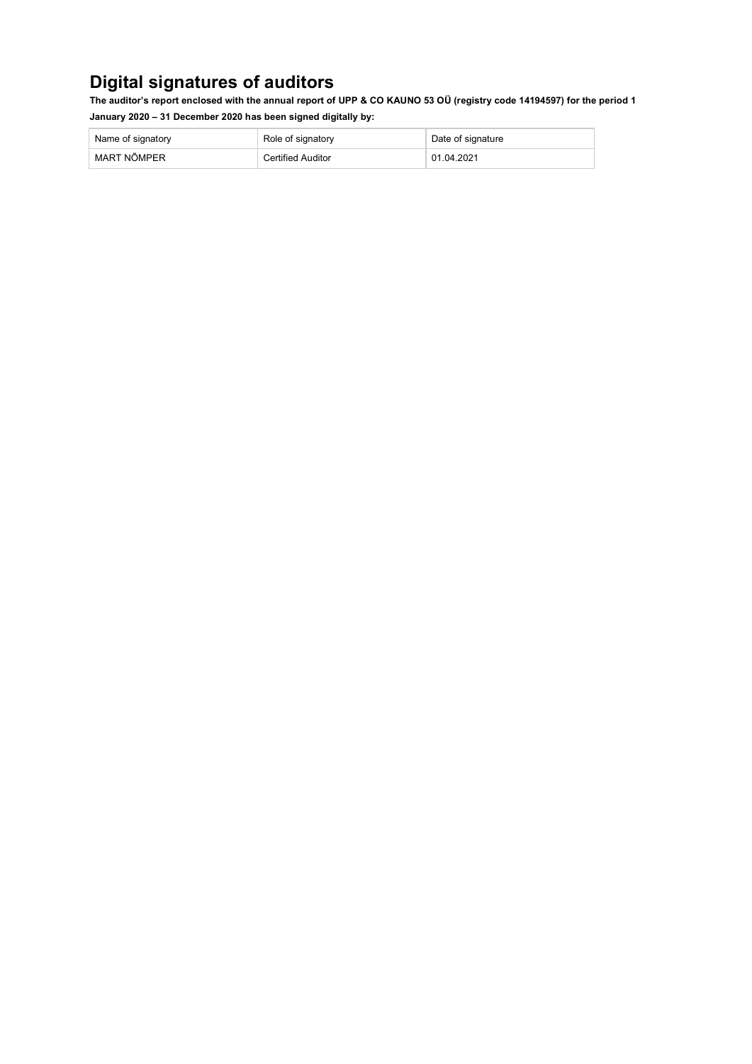# Digital signatures of auditors

**The auditor's report enclosed with the annual report of UPP & CO KAUNO 53 OÜ (registry code 14194597) for the period 1 January 2020 – 31 December 2020 has been signed digitally by:**

| Name of signatory | Role of signatory | Date of signature |
|---|---|---|
| MART NÕMPER | Certified Auditor | 01.04.2021 |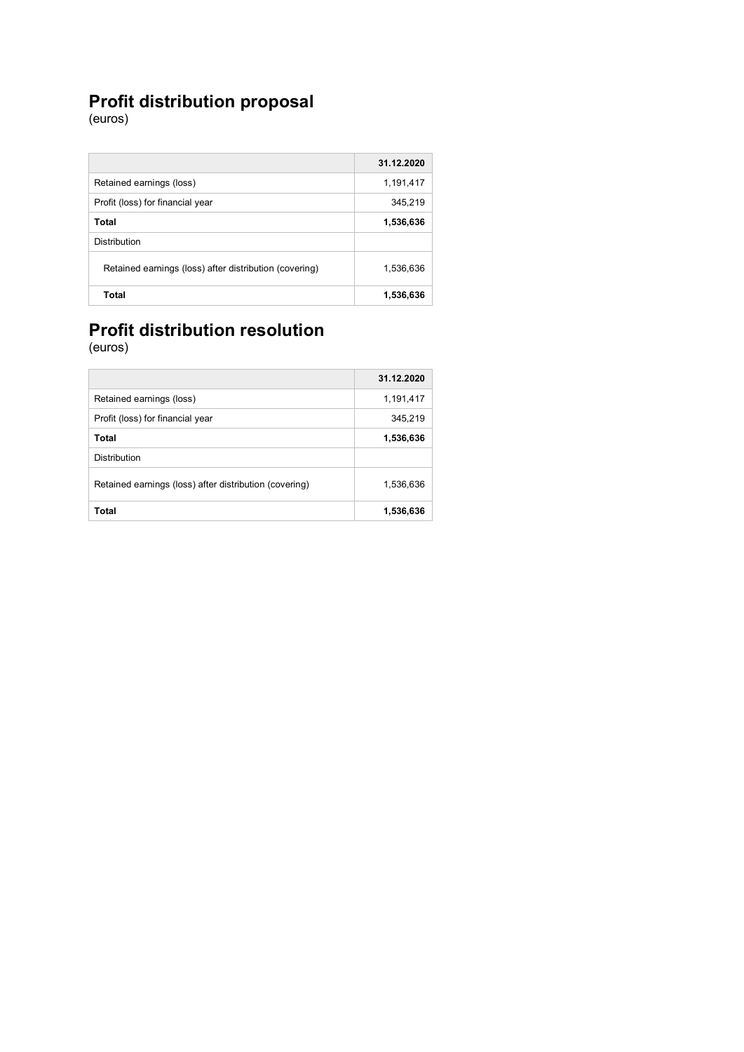## Profit distribution proposal

(euros)

| | 31.12.2020 |
|---|---|
| Retained earnings (loss) | 1,191,417 |
| Profit (loss) for financial year | 345,219 |
| **Total** | **1,536,636** |
| Distribution | |
| Retained earnings (loss) after distribution (covering) | 1,536,636 |
| **Total** | **1,536,636** |

## Profit distribution resolution

(euros)

| | 31.12.2020 |
|---|---|
| Retained earnings (loss) | 1,191,417 |
| Profit (loss) for financial year | 345,219 |
| **Total** | **1,536,636** |
| Distribution | |
| Retained earnings (loss) after distribution (covering) | 1,536,636 |
| **Total** | **1,536,636** |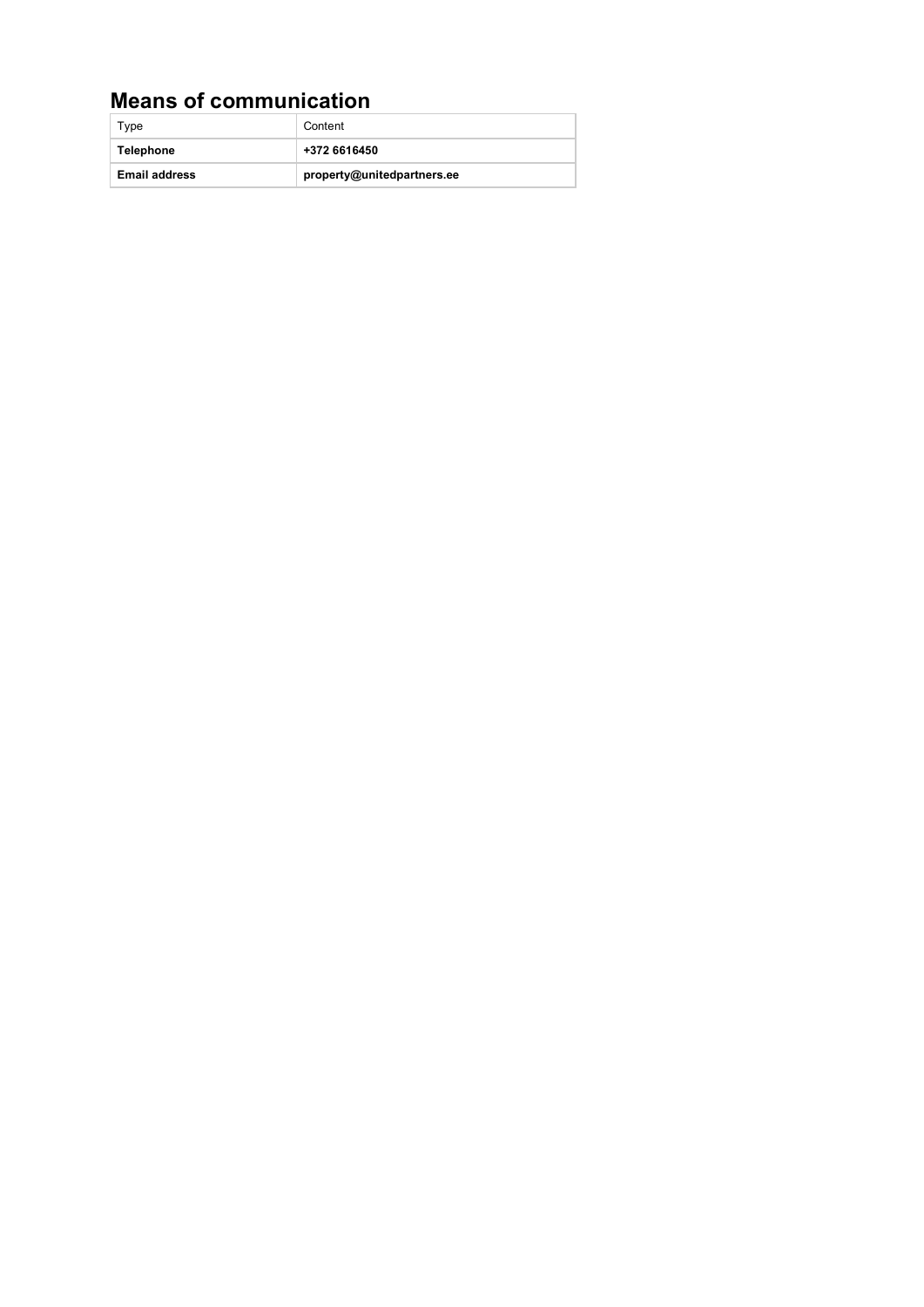## Means of communication

| Type | Content |
|---|---|
| **Telephone** | **+372 6616450** |
| **Email address** | **property@unitedpartners.ee** |